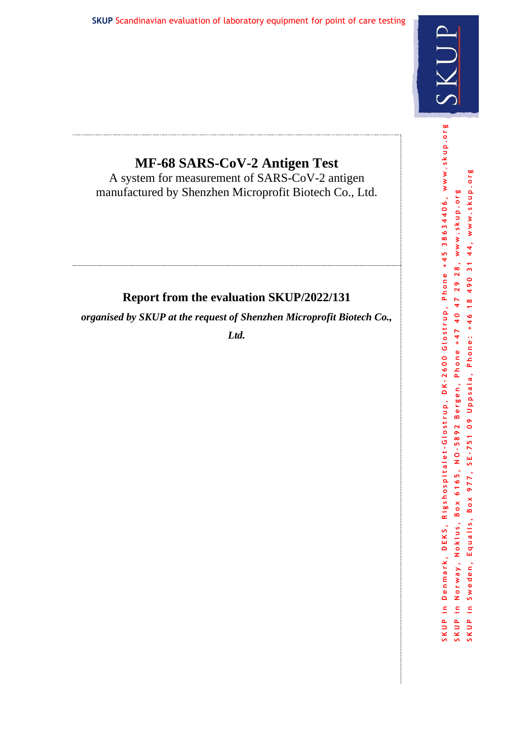# MF-68 SARS-CoV-2 Antigen Test

A system for measurement of SARS-CoV-2 antigen manufactured by Shenzhen Microprofit Biotech Co., Ltd.

## Report from the evaluation SKUP/2022/131

***organised by SKUP at the request of Shenzhen Microprofit Biotech Co., Ltd.***

SKUP in Denmark, DEKS, Rigshospitalet-Glostrup, DK-2600 Glostrup, Phone +45 38634406, www.skup.org
SKUP in Norway, Noklus, Box 6165, NO-5892 Bergen, Phone +47 40 47 29 28, www.skup.org
SKUP in Sweden, Equalis, Box 977, SE-751 09 Uppsala, Phone: +46 18 490 31 44, www.skup.org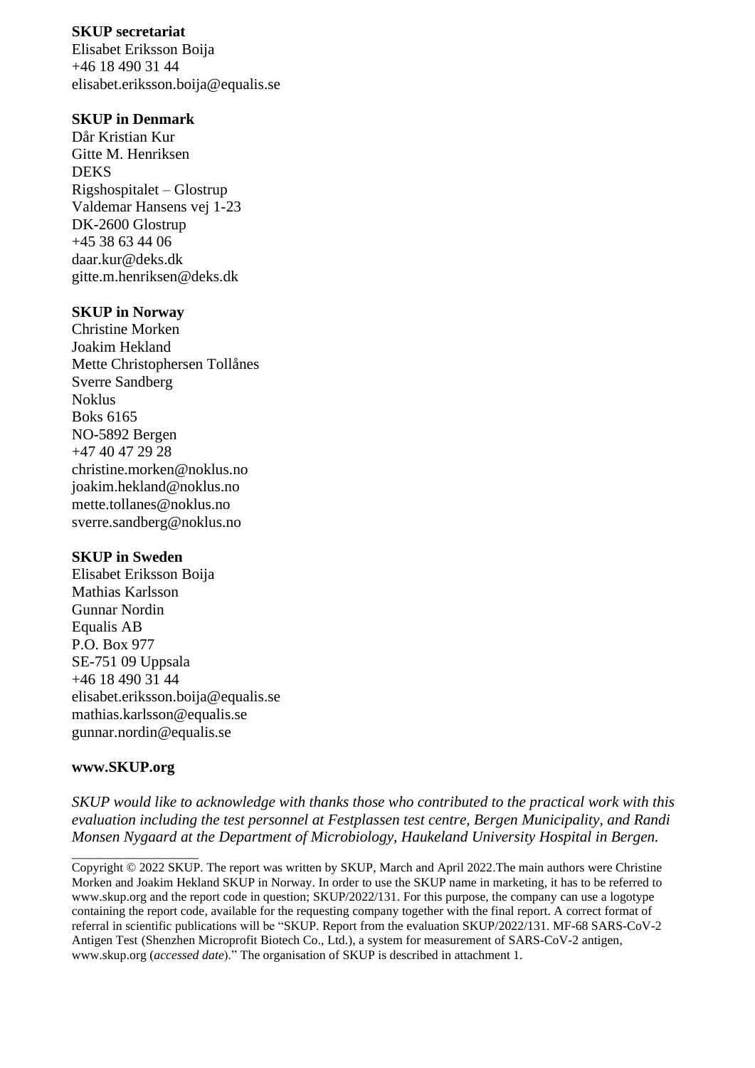**SKUP secretariat**
Elisabet Eriksson Boija
+46 18 490 31 44
elisabet.eriksson.boija@equalis.se

**SKUP in Denmark**
Dår Kristian Kur
Gitte M. Henriksen
DEKS
Rigshospitalet – Glostrup
Valdemar Hansens vej 1-23
DK-2600 Glostrup
+45 38 63 44 06
daar.kur@deks.dk
gitte.m.henriksen@deks.dk

**SKUP in Norway**
Christine Morken
Joakim Hekland
Mette Christophersen Tollånes
Sverre Sandberg
Noklus
Boks 6165
NO-5892 Bergen
+47 40 47 29 28
christine.morken@noklus.no
joakim.hekland@noklus.no
mette.tollanes@noklus.no
sverre.sandberg@noklus.no

**SKUP in Sweden**
Elisabet Eriksson Boija
Mathias Karlsson
Gunnar Nordin
Equalis AB
P.O. Box 977
SE-751 09 Uppsala
+46 18 490 31 44
elisabet.eriksson.boija@equalis.se
mathias.karlsson@equalis.se
gunnar.nordin@equalis.se

**www.SKUP.org**

*SKUP would like to acknowledge with thanks those who contributed to the practical work with this evaluation including the test personnel at Festplassen test centre, Bergen Municipality, and Randi Monsen Nygaard at the Department of Microbiology, Haukeland University Hospital in Bergen.*

---

Copyright © 2022 SKUP. The report was written by SKUP, March and April 2022.The main authors were Christine Morken and Joakim Hekland SKUP in Norway. In order to use the SKUP name in marketing, it has to be referred to www.skup.org and the report code in question; SKUP/2022/131. For this purpose, the company can use a logotype containing the report code, available for the requesting company together with the final report. A correct format of referral in scientific publications will be "SKUP. Report from the evaluation SKUP/2022/131. MF-68 SARS-CoV-2 Antigen Test (Shenzhen Microprofit Biotech Co., Ltd.), a system for measurement of SARS-CoV-2 antigen, www.skup.org (*accessed date*)." The organisation of SKUP is described in attachment 1.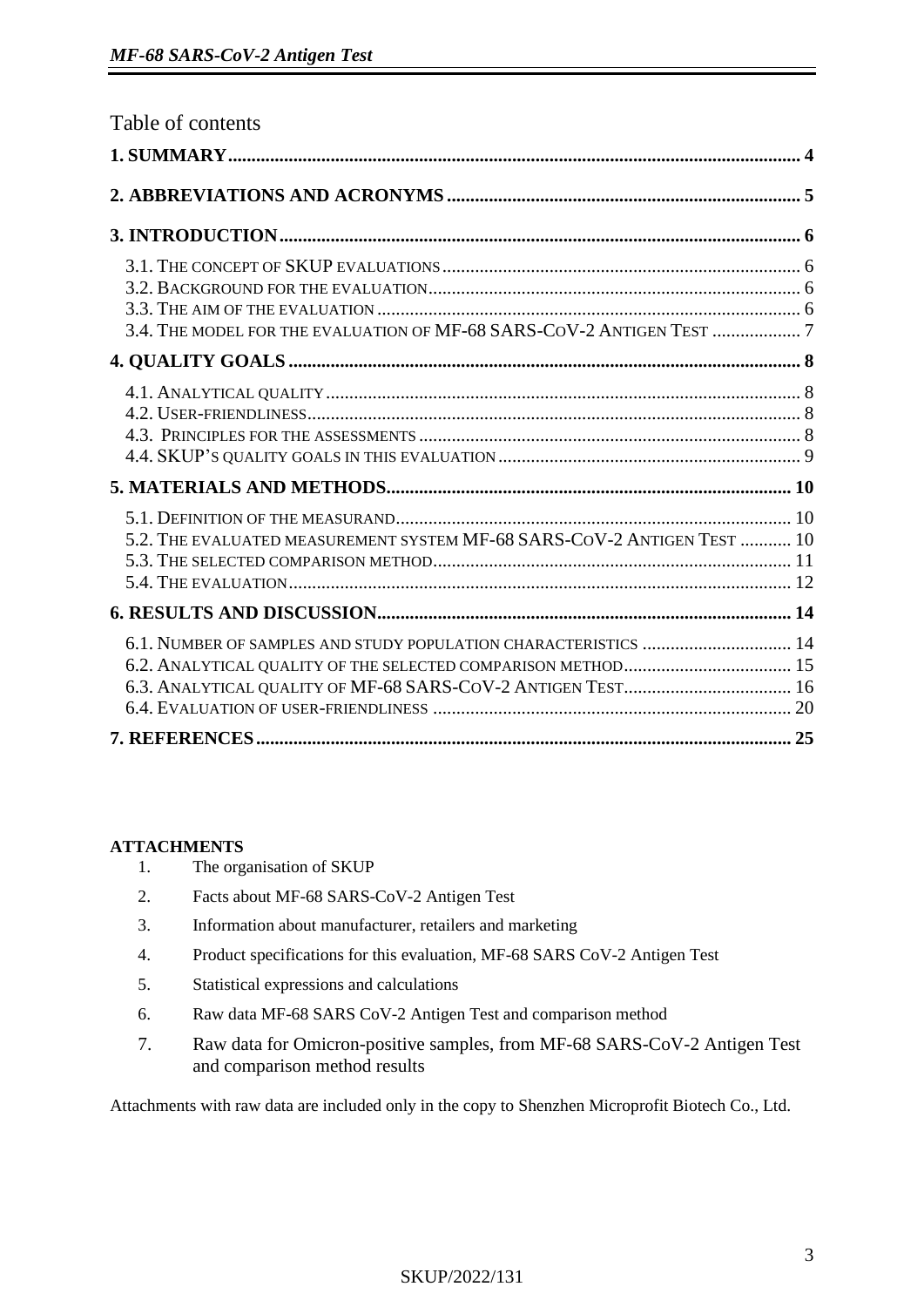# Table of contents

**1. SUMMARY** .......... **4**

**2. ABBREVIATIONS AND ACRONYMS** .......... **5**

**3. INTRODUCTION** .......... **6**

- 3.1. THE CONCEPT OF SKUP EVALUATIONS .......... 6
- 3.2. BACKGROUND FOR THE EVALUATION .......... 6
- 3.3. THE AIM OF THE EVALUATION .......... 6
- 3.4. THE MODEL FOR THE EVALUATION OF MF-68 SARS-COV-2 ANTIGEN TEST .......... 7

**4. QUALITY GOALS** .......... **8**

- 4.1. ANALYTICAL QUALITY .......... 8
- 4.2. USER-FRIENDLINESS .......... 8
- 4.3. PRINCIPLES FOR THE ASSESSMENTS .......... 8
- 4.4. SKUP'S QUALITY GOALS IN THIS EVALUATION .......... 9

**5. MATERIALS AND METHODS** .......... **10**

- 5.1. DEFINITION OF THE MEASURAND .......... 10
- 5.2. THE EVALUATED MEASUREMENT SYSTEM MF-68 SARS-COV-2 ANTIGEN TEST .......... 10
- 5.3. THE SELECTED COMPARISON METHOD .......... 11
- 5.4. THE EVALUATION .......... 12

**6. RESULTS AND DISCUSSION** .......... **14**

- 6.1. NUMBER OF SAMPLES AND STUDY POPULATION CHARACTERISTICS .......... 14
- 6.2. ANALYTICAL QUALITY OF THE SELECTED COMPARISON METHOD .......... 15
- 6.3. ANALYTICAL QUALITY OF MF-68 SARS-COV-2 ANTIGEN TEST .......... 16
- 6.4. EVALUATION OF USER-FRIENDLINESS .......... 20

**7. REFERENCES** .......... **25**

**ATTACHMENTS**

1. The organisation of SKUP
2. Facts about MF-68 SARS-CoV-2 Antigen Test
3. Information about manufacturer, retailers and marketing
4. Product specifications for this evaluation, MF-68 SARS CoV-2 Antigen Test
5. Statistical expressions and calculations
6. Raw data MF-68 SARS CoV-2 Antigen Test and comparison method
7. Raw data for Omicron-positive samples, from MF-68 SARS-CoV-2 Antigen Test and comparison method results

Attachments with raw data are included only in the copy to Shenzhen Microprofit Biotech Co., Ltd.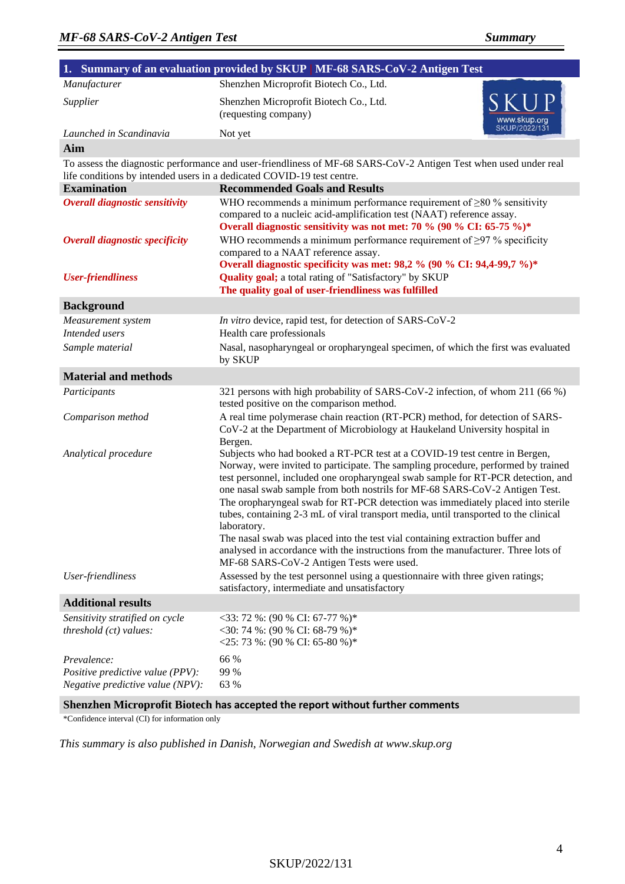## 1. Summary of an evaluation provided by SKUP | MF-68 SARS-CoV-2 Antigen Test

| | |
|---|---|
| *Manufacturer* | Shenzhen Microprofit Biotech Co., Ltd. |
| *Supplier* | Shenzhen Microprofit Biotech Co., Ltd. (requesting company) |
| *Launched in Scandinavia* | Not yet |

SKUP
www.skup.org
SKUP/2022/131

**Aim**

To assess the diagnostic performance and user-friendliness of MF-68 SARS-CoV-2 Antigen Test when used under real life conditions by intended users in a dedicated COVID-19 test centre.

| **Examination** | **Recommended Goals and Results** |
|---|---|
| ***Overall diagnostic sensitivity*** | WHO recommends a minimum performance requirement of ≥80 % sensitivity compared to a nucleic acid-amplification test (NAAT) reference assay. **Overall diagnostic sensitivity was not met: 70 % (90 % CI: 65-75 %)*** |
| ***Overall diagnostic specificity*** | WHO recommends a minimum performance requirement of ≥97 % specificity compared to a NAAT reference assay. **Overall diagnostic specificity was met: 98,2 % (90 % CI: 94,4-99,7 %)*** |
| ***User-friendliness*** | **Quality goal;** a total rating of "Satisfactory" by SKUP **The quality goal of user-friendliness was fulfilled** |

**Background**

| | |
|---|---|
| *Measurement system* | *In vitro* device, rapid test, for detection of SARS-CoV-2 |
| *Intended users* | Health care professionals |
| *Sample material* | Nasal, nasopharyngeal or oropharyngeal specimen, of which the first was evaluated by SKUP |

**Material and methods**

| | |
|---|---|
| *Participants* | 321 persons with high probability of SARS-CoV-2 infection, of whom 211 (66 %) tested positive on the comparison method. |
| *Comparison method* | A real time polymerase chain reaction (RT-PCR) method, for detection of SARS-CoV-2 at the Department of Microbiology at Haukeland University hospital in Bergen. |
| *Analytical procedure* | Subjects who had booked a RT-PCR test at a COVID-19 test centre in Bergen, Norway, were invited to participate. The sampling procedure, performed by trained test personnel, included one oropharyngeal swab sample for RT-PCR detection, and one nasal swab sample from both nostrils for MF-68 SARS-CoV-2 Antigen Test. The oropharyngeal swab for RT-PCR detection was immediately placed into sterile tubes, containing 2-3 mL of viral transport media, until transported to the clinical laboratory. The nasal swab was placed into the test vial containing extraction buffer and analysed in accordance with the instructions from the manufacturer. Three lots of MF-68 SARS-CoV-2 Antigen Tests were used. |
| *User-friendliness* | Assessed by the test personnel using a questionnaire with three given ratings; satisfactory, intermediate and unsatisfactory |

**Additional results**

| | |
|---|---|
| *Sensitivity stratified on cycle threshold (ct) values:* | <33: 72 %: (90 % CI: 67-77 %)* <br> <30: 74 %: (90 % CI: 68-79 %)* <br> <25: 73 %: (90 % CI: 65-80 %)* |
| *Prevalence:* | 66 % |
| *Positive predictive value (PPV):* | 99 % |
| *Negative predictive value (NPV):* | 63 % |

**Shenzhen Microprofit Biotech has accepted the report without further comments**

*Confidence interval (CI) for information only

*This summary is also published in Danish, Norwegian and Swedish at www.skup.org*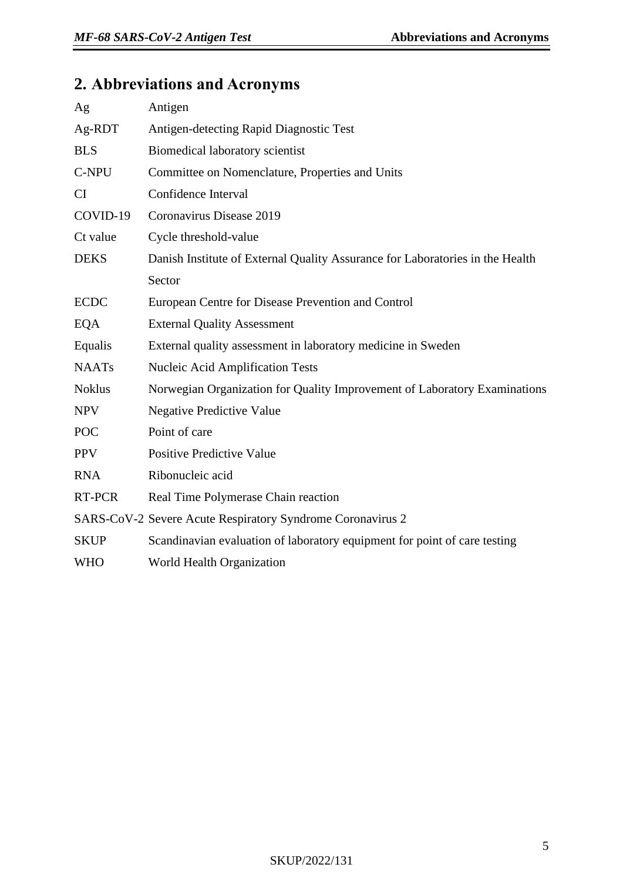## 2. Abbreviations and Acronyms

| | |
|---|---|
| Ag | Antigen |
| Ag-RDT | Antigen-detecting Rapid Diagnostic Test |
| BLS | Biomedical laboratory scientist |
| C-NPU | Committee on Nomenclature, Properties and Units |
| CI | Confidence Interval |
| COVID-19 | Coronavirus Disease 2019 |
| Ct value | Cycle threshold-value |
| DEKS | Danish Institute of External Quality Assurance for Laboratories in the Health Sector |
| ECDC | European Centre for Disease Prevention and Control |
| EQA | External Quality Assessment |
| Equalis | External quality assessment in laboratory medicine in Sweden |
| NAATs | Nucleic Acid Amplification Tests |
| Noklus | Norwegian Organization for Quality Improvement of Laboratory Examinations |
| NPV | Negative Predictive Value |
| POC | Point of care |
| PPV | Positive Predictive Value |
| RNA | Ribonucleic acid |
| RT-PCR | Real Time Polymerase Chain reaction |
| SARS-CoV-2 | Severe Acute Respiratory Syndrome Coronavirus 2 |
| SKUP | Scandinavian evaluation of laboratory equipment for point of care testing |
| WHO | World Health Organization |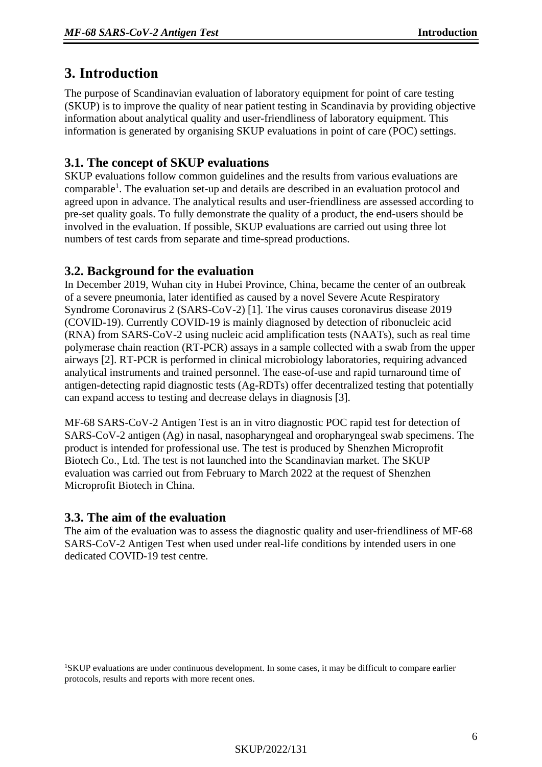# 3. Introduction

The purpose of Scandinavian evaluation of laboratory equipment for point of care testing (SKUP) is to improve the quality of near patient testing in Scandinavia by providing objective information about analytical quality and user-friendliness of laboratory equipment. This information is generated by organising SKUP evaluations in point of care (POC) settings.

## 3.1. The concept of SKUP evaluations

SKUP evaluations follow common guidelines and the results from various evaluations are comparable[1]. The evaluation set-up and details are described in an evaluation protocol and agreed upon in advance. The analytical results and user-friendliness are assessed according to pre-set quality goals. To fully demonstrate the quality of a product, the end-users should be involved in the evaluation. If possible, SKUP evaluations are carried out using three lot numbers of test cards from separate and time-spread productions.

## 3.2. Background for the evaluation

In December 2019, Wuhan city in Hubei Province, China, became the center of an outbreak of a severe pneumonia, later identified as caused by a novel Severe Acute Respiratory Syndrome Coronavirus 2 (SARS-CoV-2) [1]. The virus causes coronavirus disease 2019 (COVID-19). Currently COVID-19 is mainly diagnosed by detection of ribonucleic acid (RNA) from SARS-CoV-2 using nucleic acid amplification tests (NAATs), such as real time polymerase chain reaction (RT-PCR) assays in a sample collected with a swab from the upper airways [2]. RT-PCR is performed in clinical microbiology laboratories, requiring advanced analytical instruments and trained personnel. The ease-of-use and rapid turnaround time of antigen-detecting rapid diagnostic tests (Ag-RDTs) offer decentralized testing that potentially can expand access to testing and decrease delays in diagnosis [3].

MF-68 SARS-CoV-2 Antigen Test is an in vitro diagnostic POC rapid test for detection of SARS-CoV-2 antigen (Ag) in nasal, nasopharyngeal and oropharyngeal swab specimens. The product is intended for professional use. The test is produced by Shenzhen Microprofit Biotech Co., Ltd. The test is not launched into the Scandinavian market. The SKUP evaluation was carried out from February to March 2022 at the request of Shenzhen Microprofit Biotech in China.

## 3.3. The aim of the evaluation

The aim of the evaluation was to assess the diagnostic quality and user-friendliness of MF-68 SARS-CoV-2 Antigen Test when used under real-life conditions by intended users in one dedicated COVID-19 test centre.

[1] SKUP evaluations are under continuous development. In some cases, it may be difficult to compare earlier protocols, results and reports with more recent ones.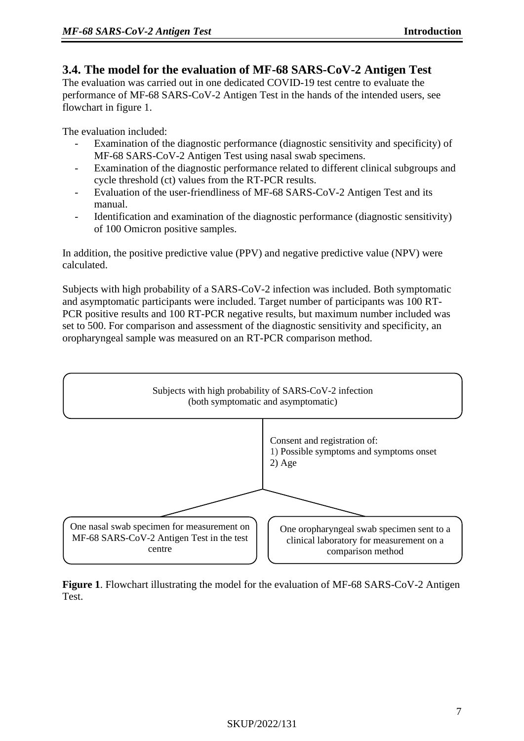## 3.4. The model for the evaluation of MF-68 SARS-CoV-2 Antigen Test

The evaluation was carried out in one dedicated COVID-19 test centre to evaluate the performance of MF-68 SARS-CoV-2 Antigen Test in the hands of the intended users, see flowchart in figure 1.

The evaluation included:

- Examination of the diagnostic performance (diagnostic sensitivity and specificity) of MF-68 SARS-CoV-2 Antigen Test using nasal swab specimens.
- Examination of the diagnostic performance related to different clinical subgroups and cycle threshold (ct) values from the RT-PCR results.
- Evaluation of the user-friendliness of MF-68 SARS-CoV-2 Antigen Test and its manual.
- Identification and examination of the diagnostic performance (diagnostic sensitivity) of 100 Omicron positive samples.

In addition, the positive predictive value (PPV) and negative predictive value (NPV) were calculated.

Subjects with high probability of a SARS-CoV-2 infection was included. Both symptomatic and asymptomatic participants were included. Target number of participants was 100 RT-PCR positive results and 100 RT-PCR negative results, but maximum number included was set to 500. For comparison and assessment of the diagnostic sensitivity and specificity, an oropharyngeal sample was measured on an RT-PCR comparison method.

Subjects with high probability of SARS-CoV-2 infection (both symptomatic and asymptomatic)

Consent and registration of:
1) Possible symptoms and symptoms onset
2) Age

One nasal swab specimen for measurement on MF-68 SARS-CoV-2 Antigen Test in the test centre

One oropharyngeal swab specimen sent to a clinical laboratory for measurement on a comparison method

**Figure 1**. Flowchart illustrating the model for the evaluation of MF-68 SARS-CoV-2 Antigen Test.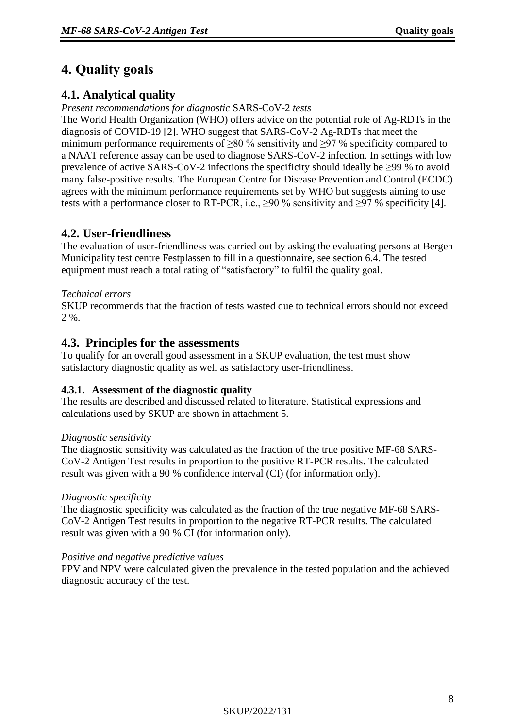# 4. Quality goals

## 4.1. Analytical quality

*Present recommendations for diagnostic* SARS-CoV-2 *tests*

The World Health Organization (WHO) offers advice on the potential role of Ag-RDTs in the diagnosis of COVID-19 [2]. WHO suggest that SARS-CoV-2 Ag-RDTs that meet the minimum performance requirements of ≥80 % sensitivity and ≥97 % specificity compared to a NAAT reference assay can be used to diagnose SARS-CoV-2 infection. In settings with low prevalence of active SARS-CoV-2 infections the specificity should ideally be ≥99 % to avoid many false-positive results. The European Centre for Disease Prevention and Control (ECDC) agrees with the minimum performance requirements set by WHO but suggests aiming to use tests with a performance closer to RT-PCR, i.e., ≥90 % sensitivity and ≥97 % specificity [4].

## 4.2. User-friendliness

The evaluation of user-friendliness was carried out by asking the evaluating persons at Bergen Municipality test centre Festplassen to fill in a questionnaire, see section 6.4. The tested equipment must reach a total rating of "satisfactory" to fulfil the quality goal.

*Technical errors*

SKUP recommends that the fraction of tests wasted due to technical errors should not exceed 2 %.

## 4.3. Principles for the assessments

To qualify for an overall good assessment in a SKUP evaluation, the test must show satisfactory diagnostic quality as well as satisfactory user-friendliness.

### 4.3.1. Assessment of the diagnostic quality

The results are described and discussed related to literature. Statistical expressions and calculations used by SKUP are shown in attachment 5.

*Diagnostic sensitivity*

The diagnostic sensitivity was calculated as the fraction of the true positive MF-68 SARS-CoV-2 Antigen Test results in proportion to the positive RT-PCR results. The calculated result was given with a 90 % confidence interval (CI) (for information only).

*Diagnostic specificity*

The diagnostic specificity was calculated as the fraction of the true negative MF-68 SARS-CoV-2 Antigen Test results in proportion to the negative RT-PCR results. The calculated result was given with a 90 % CI (for information only).

*Positive and negative predictive values*

PPV and NPV were calculated given the prevalence in the tested population and the achieved diagnostic accuracy of the test.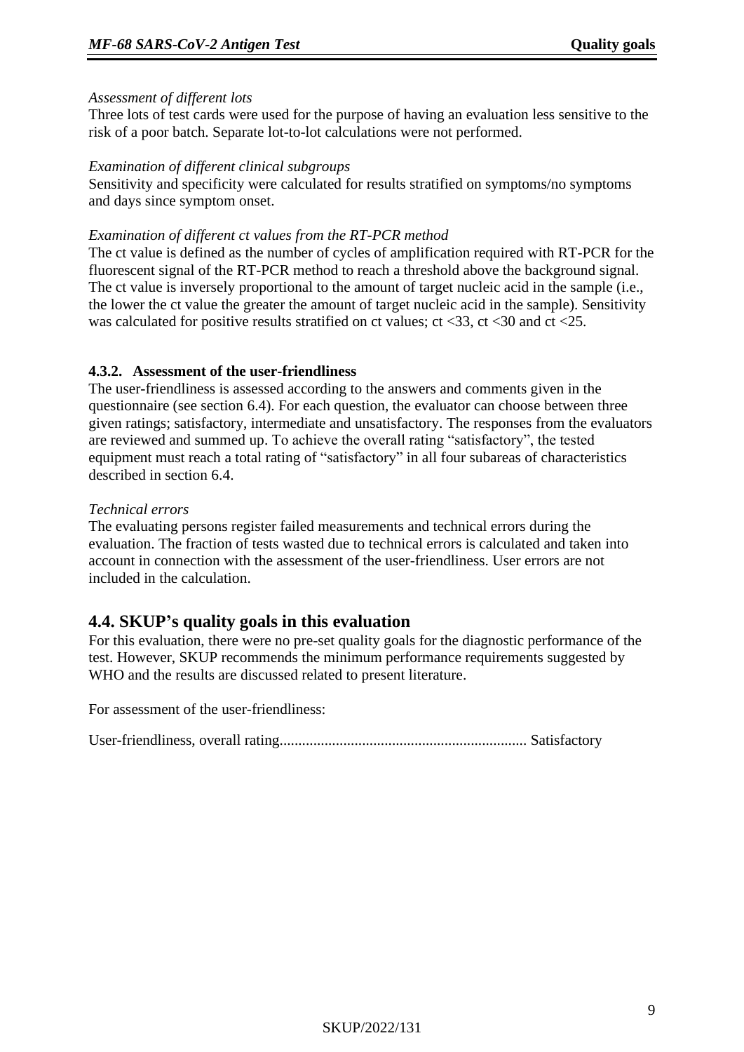*Assessment of different lots*

Three lots of test cards were used for the purpose of having an evaluation less sensitive to the risk of a poor batch. Separate lot-to-lot calculations were not performed.

*Examination of different clinical subgroups*

Sensitivity and specificity were calculated for results stratified on symptoms/no symptoms and days since symptom onset.

*Examination of different ct values from the RT-PCR method*

The ct value is defined as the number of cycles of amplification required with RT-PCR for the fluorescent signal of the RT-PCR method to reach a threshold above the background signal. The ct value is inversely proportional to the amount of target nucleic acid in the sample (i.e., the lower the ct value the greater the amount of target nucleic acid in the sample). Sensitivity was calculated for positive results stratified on ct values; ct <33, ct <30 and ct <25.

### 4.3.2. Assessment of the user-friendliness

The user-friendliness is assessed according to the answers and comments given in the questionnaire (see section 6.4). For each question, the evaluator can choose between three given ratings; satisfactory, intermediate and unsatisfactory. The responses from the evaluators are reviewed and summed up. To achieve the overall rating "satisfactory", the tested equipment must reach a total rating of "satisfactory" in all four subareas of characteristics described in section 6.4.

*Technical errors*

The evaluating persons register failed measurements and technical errors during the evaluation. The fraction of tests wasted due to technical errors is calculated and taken into account in connection with the assessment of the user-friendliness. User errors are not included in the calculation.

## 4.4. SKUP's quality goals in this evaluation

For this evaluation, there were no pre-set quality goals for the diagnostic performance of the test. However, SKUP recommends the minimum performance requirements suggested by WHO and the results are discussed related to present literature.

For assessment of the user-friendliness:

User-friendliness, overall rating.................................................................. Satisfactory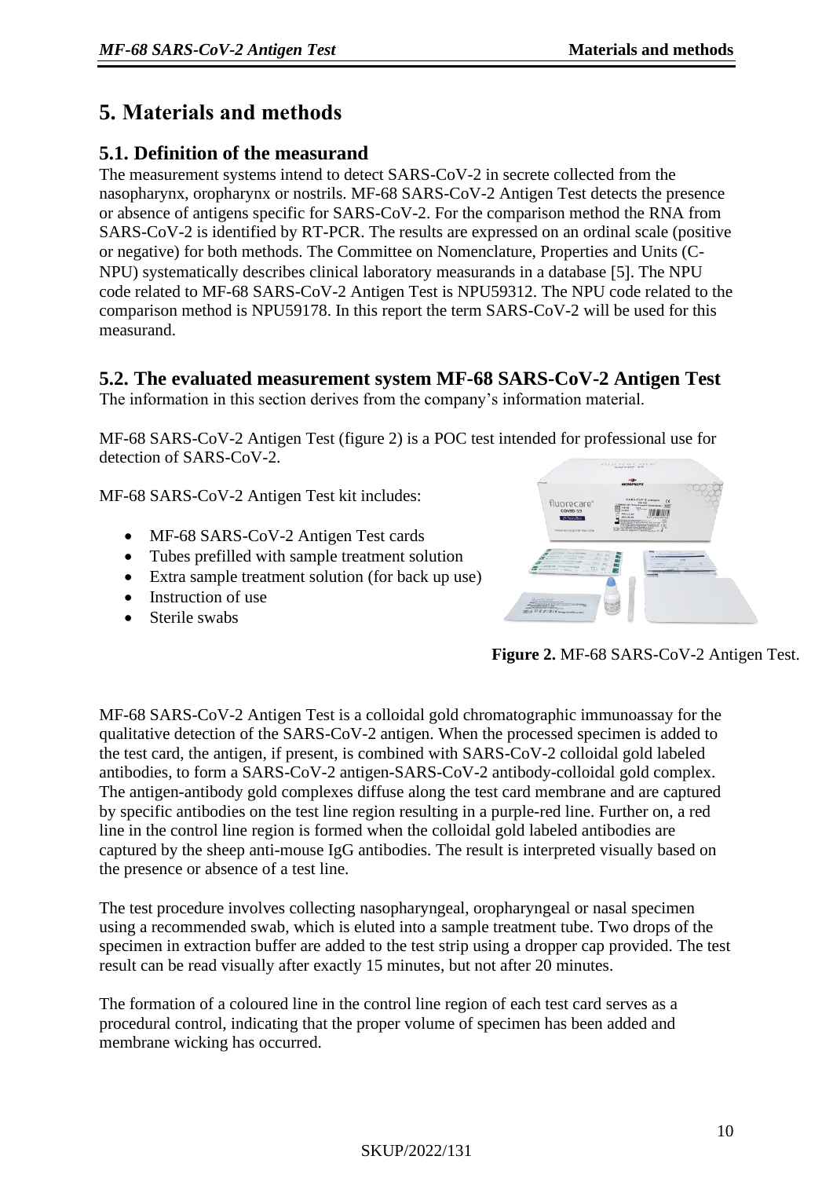# 5. Materials and methods

## 5.1. Definition of the measurand

The measurement systems intend to detect SARS-CoV-2 in secrete collected from the nasopharynx, oropharynx or nostrils. MF-68 SARS-CoV-2 Antigen Test detects the presence or absence of antigens specific for SARS-CoV-2. For the comparison method the RNA from SARS-CoV-2 is identified by RT-PCR. The results are expressed on an ordinal scale (positive or negative) for both methods. The Committee on Nomenclature, Properties and Units (C-NPU) systematically describes clinical laboratory measurands in a database [5]. The NPU code related to MF-68 SARS-CoV-2 Antigen Test is NPU59312. The NPU code related to the comparison method is NPU59178. In this report the term SARS-CoV-2 will be used for this measurand.

## 5.2. The evaluated measurement system MF-68 SARS-CoV-2 Antigen Test

The information in this section derives from the company's information material.

MF-68 SARS-CoV-2 Antigen Test (figure 2) is a POC test intended for professional use for detection of SARS-CoV-2.

MF-68 SARS-CoV-2 Antigen Test kit includes:

- MF-68 SARS-CoV-2 Antigen Test cards
- Tubes prefilled with sample treatment solution
- Extra sample treatment solution (for back up use)
- Instruction of use
- Sterile swabs

**Figure 2.** MF-68 SARS-CoV-2 Antigen Test.

MF-68 SARS-CoV-2 Antigen Test is a colloidal gold chromatographic immunoassay for the qualitative detection of the SARS-CoV-2 antigen. When the processed specimen is added to the test card, the antigen, if present, is combined with SARS-CoV-2 colloidal gold labeled antibodies, to form a SARS-CoV-2 antigen-SARS-CoV-2 antibody-colloidal gold complex. The antigen-antibody gold complexes diffuse along the test card membrane and are captured by specific antibodies on the test line region resulting in a purple-red line. Further on, a red line in the control line region is formed when the colloidal gold labeled antibodies are captured by the sheep anti-mouse IgG antibodies. The result is interpreted visually based on the presence or absence of a test line.

The test procedure involves collecting nasopharyngeal, oropharyngeal or nasal specimen using a recommended swab, which is eluted into a sample treatment tube. Two drops of the specimen in extraction buffer are added to the test strip using a dropper cap provided. The test result can be read visually after exactly 15 minutes, but not after 20 minutes.

The formation of a coloured line in the control line region of each test card serves as a procedural control, indicating that the proper volume of specimen has been added and membrane wicking has occurred.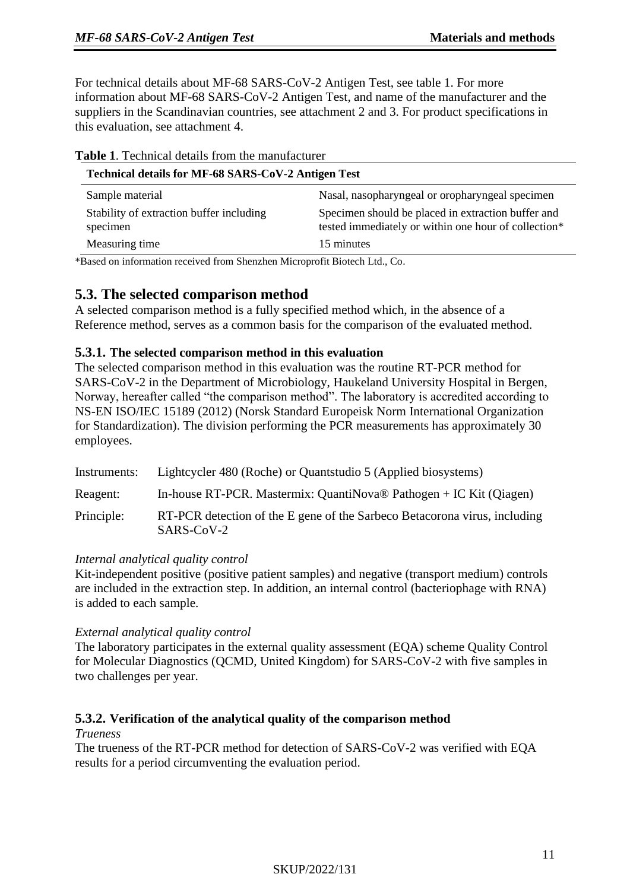For technical details about MF-68 SARS-CoV-2 Antigen Test, see table 1. For more information about MF-68 SARS-CoV-2 Antigen Test, and name of the manufacturer and the suppliers in the Scandinavian countries, see attachment 2 and 3. For product specifications in this evaluation, see attachment 4.

**Table 1**. Technical details from the manufacturer

| **Technical details for MF-68 SARS-CoV-2 Antigen Test** | |
|---|---|
| Sample material | Nasal, nasopharyngeal or oropharyngeal specimen |
| Stability of extraction buffer including specimen | Specimen should be placed in extraction buffer and tested immediately or within one hour of collection* |
| Measuring time | 15 minutes |

*Based on information received from Shenzhen Microprofit Biotech Ltd., Co.

## 5.3. The selected comparison method

A selected comparison method is a fully specified method which, in the absence of a Reference method, serves as a common basis for the comparison of the evaluated method.

### 5.3.1. The selected comparison method in this evaluation

The selected comparison method in this evaluation was the routine RT-PCR method for SARS-CoV-2 in the Department of Microbiology, Haukeland University Hospital in Bergen, Norway, hereafter called "the comparison method". The laboratory is accredited according to NS-EN ISO/IEC 15189 (2012) (Norsk Standard Europeisk Norm International Organization for Standardization). The division performing the PCR measurements has approximately 30 employees.

| | |
|---|---|
| Instruments: | Lightcycler 480 (Roche) or Quantstudio 5 (Applied biosystems) |
| Reagent: | In-house RT-PCR. Mastermix: QuantiNova® Pathogen + IC Kit (Qiagen) |
| Principle: | RT-PCR detection of the E gene of the Sarbeco Betacorona virus, including SARS-CoV-2 |

*Internal analytical quality control*

Kit-independent positive (positive patient samples) and negative (transport medium) controls are included in the extraction step. In addition, an internal control (bacteriophage with RNA) is added to each sample.

*External analytical quality control*

The laboratory participates in the external quality assessment (EQA) scheme Quality Control for Molecular Diagnostics (QCMD, United Kingdom) for SARS-CoV-2 with five samples in two challenges per year.

### 5.3.2. Verification of the analytical quality of the comparison method

*Trueness*

The trueness of the RT-PCR method for detection of SARS-CoV-2 was verified with EQA results for a period circumventing the evaluation period.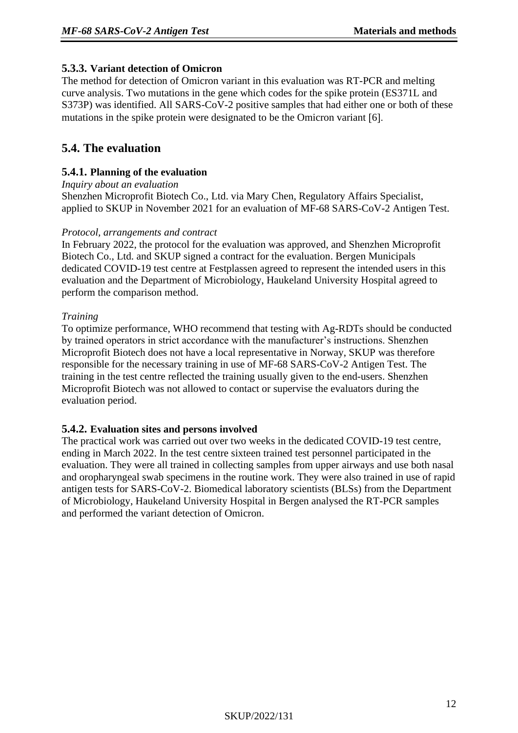### 5.3.3. Variant detection of Omicron

The method for detection of Omicron variant in this evaluation was RT-PCR and melting curve analysis. Two mutations in the gene which codes for the spike protein (ES371L and S373P) was identified. All SARS-CoV-2 positive samples that had either one or both of these mutations in the spike protein were designated to be the Omicron variant [6].

## 5.4. The evaluation

### 5.4.1. Planning of the evaluation

*Inquiry about an evaluation*

Shenzhen Microprofit Biotech Co., Ltd. via Mary Chen, Regulatory Affairs Specialist, applied to SKUP in November 2021 for an evaluation of MF-68 SARS-CoV-2 Antigen Test.

*Protocol, arrangements and contract*

In February 2022, the protocol for the evaluation was approved, and Shenzhen Microprofit Biotech Co., Ltd. and SKUP signed a contract for the evaluation. Bergen Municipals dedicated COVID-19 test centre at Festplassen agreed to represent the intended users in this evaluation and the Department of Microbiology, Haukeland University Hospital agreed to perform the comparison method.

*Training*

To optimize performance, WHO recommend that testing with Ag-RDTs should be conducted by trained operators in strict accordance with the manufacturer's instructions. Shenzhen Microprofit Biotech does not have a local representative in Norway, SKUP was therefore responsible for the necessary training in use of MF-68 SARS-CoV-2 Antigen Test. The training in the test centre reflected the training usually given to the end-users. Shenzhen Microprofit Biotech was not allowed to contact or supervise the evaluators during the evaluation period.

### 5.4.2. Evaluation sites and persons involved

The practical work was carried out over two weeks in the dedicated COVID-19 test centre, ending in March 2022. In the test centre sixteen trained test personnel participated in the evaluation. They were all trained in collecting samples from upper airways and use both nasal and oropharyngeal swab specimens in the routine work. They were also trained in use of rapid antigen tests for SARS-CoV-2. Biomedical laboratory scientists (BLSs) from the Department of Microbiology, Haukeland University Hospital in Bergen analysed the RT-PCR samples and performed the variant detection of Omicron.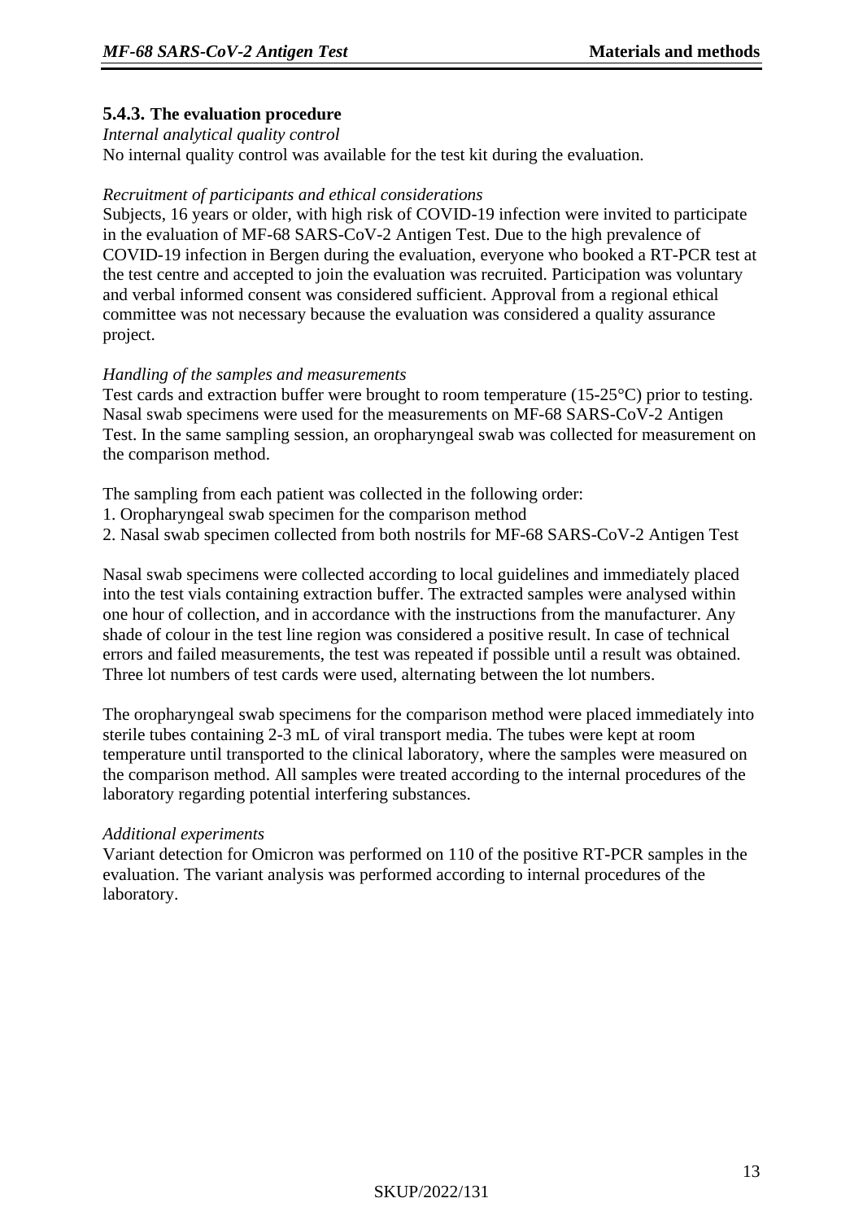### 5.4.3. The evaluation procedure

*Internal analytical quality control*

No internal quality control was available for the test kit during the evaluation.

*Recruitment of participants and ethical considerations*

Subjects, 16 years or older, with high risk of COVID-19 infection were invited to participate in the evaluation of MF-68 SARS-CoV-2 Antigen Test. Due to the high prevalence of COVID-19 infection in Bergen during the evaluation, everyone who booked a RT-PCR test at the test centre and accepted to join the evaluation was recruited. Participation was voluntary and verbal informed consent was considered sufficient. Approval from a regional ethical committee was not necessary because the evaluation was considered a quality assurance project.

*Handling of the samples and measurements*

Test cards and extraction buffer were brought to room temperature (15-25°C) prior to testing. Nasal swab specimens were used for the measurements on MF-68 SARS-CoV-2 Antigen Test. In the same sampling session, an oropharyngeal swab was collected for measurement on the comparison method.

The sampling from each patient was collected in the following order:

1. Oropharyngeal swab specimen for the comparison method
2. Nasal swab specimen collected from both nostrils for MF-68 SARS-CoV-2 Antigen Test

Nasal swab specimens were collected according to local guidelines and immediately placed into the test vials containing extraction buffer. The extracted samples were analysed within one hour of collection, and in accordance with the instructions from the manufacturer. Any shade of colour in the test line region was considered a positive result. In case of technical errors and failed measurements, the test was repeated if possible until a result was obtained. Three lot numbers of test cards were used, alternating between the lot numbers.

The oropharyngeal swab specimens for the comparison method were placed immediately into sterile tubes containing 2-3 mL of viral transport media. The tubes were kept at room temperature until transported to the clinical laboratory, where the samples were measured on the comparison method. All samples were treated according to the internal procedures of the laboratory regarding potential interfering substances.

*Additional experiments*

Variant detection for Omicron was performed on 110 of the positive RT-PCR samples in the evaluation. The variant analysis was performed according to internal procedures of the laboratory.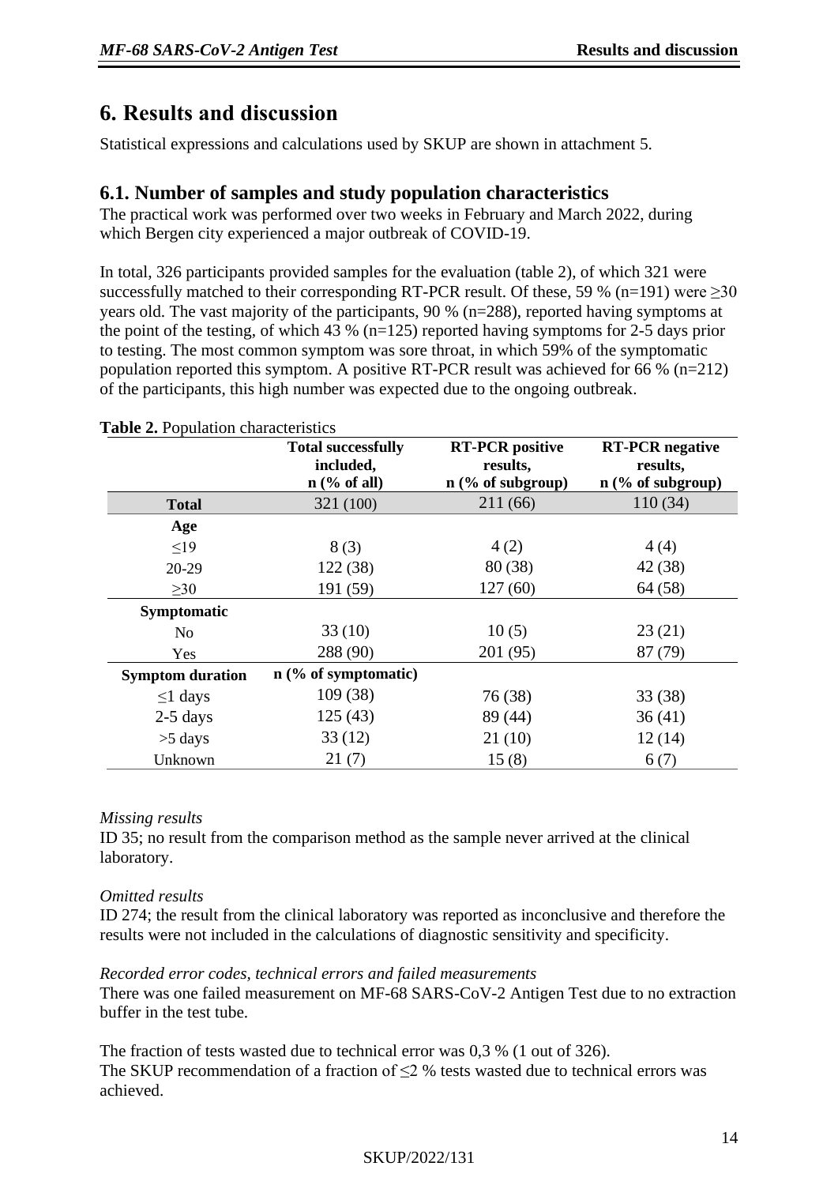# 6. Results and discussion

Statistical expressions and calculations used by SKUP are shown in attachment 5.

## 6.1. Number of samples and study population characteristics

The practical work was performed over two weeks in February and March 2022, during which Bergen city experienced a major outbreak of COVID-19.

In total, 326 participants provided samples for the evaluation (table 2), of which 321 were successfully matched to their corresponding RT-PCR result. Of these, 59 % (n=191) were ≥30 years old. The vast majority of the participants, 90 % (n=288), reported having symptoms at the point of the testing, of which 43 % (n=125) reported having symptoms for 2-5 days prior to testing. The most common symptom was sore throat, in which 59% of the symptomatic population reported this symptom. A positive RT-PCR result was achieved for 66 % (n=212) of the participants, this high number was expected due to the ongoing outbreak.

**Table 2.** Population characteristics

| | Total successfully included, n (% of all) | RT-PCR positive results, n (% of subgroup) | RT-PCR negative results, n (% of subgroup) |
|---|---|---|---|
| **Total** | 321 (100) | 211 (66) | 110 (34) |
| **Age** | | | |
| ≤19 | 8 (3) | 4 (2) | 4 (4) |
| 20-29 | 122 (38) | 80 (38) | 42 (38) |
| ≥30 | 191 (59) | 127 (60) | 64 (58) |
| **Symptomatic** | | | |
| No | 33 (10) | 10 (5) | 23 (21) |
| Yes | 288 (90) | 201 (95) | 87 (79) |
| **Symptom duration** | **n (% of symptomatic)** | | |
| ≤1 days | 109 (38) | 76 (38) | 33 (38) |
| 2-5 days | 125 (43) | 89 (44) | 36 (41) |
| >5 days | 33 (12) | 21 (10) | 12 (14) |
| Unknown | 21 (7) | 15 (8) | 6 (7) |

*Missing results*

ID 35; no result from the comparison method as the sample never arrived at the clinical laboratory.

*Omitted results*

ID 274; the result from the clinical laboratory was reported as inconclusive and therefore the results were not included in the calculations of diagnostic sensitivity and specificity.

*Recorded error codes, technical errors and failed measurements*

There was one failed measurement on MF-68 SARS-CoV-2 Antigen Test due to no extraction buffer in the test tube.

The fraction of tests wasted due to technical error was 0,3 % (1 out of 326).
The SKUP recommendation of a fraction of ≤2 % tests wasted due to technical errors was achieved.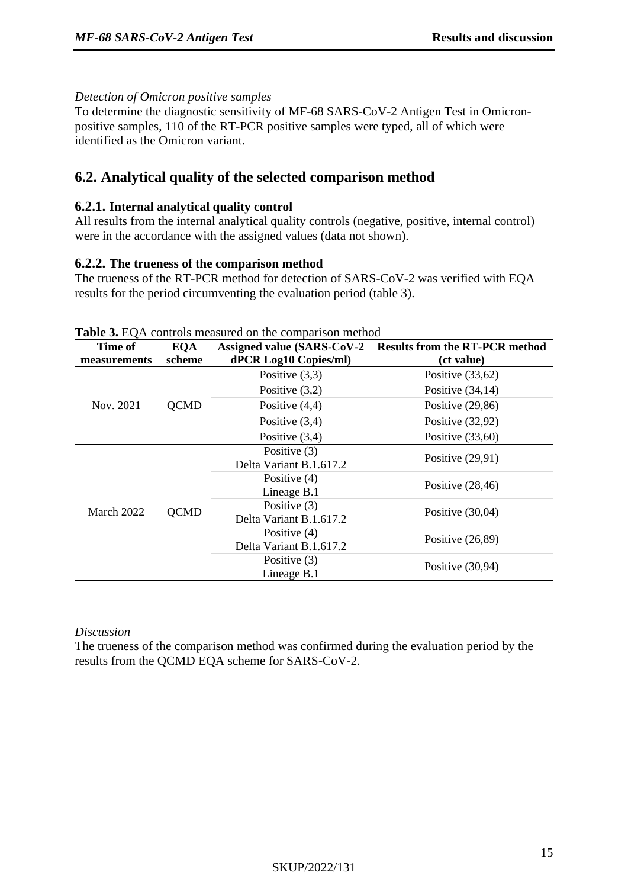*Detection of Omicron positive samples*

To determine the diagnostic sensitivity of MF-68 SARS-CoV-2 Antigen Test in Omicron-positive samples, 110 of the RT-PCR positive samples were typed, all of which were identified as the Omicron variant.

## 6.2. Analytical quality of the selected comparison method

### 6.2.1. Internal analytical quality control

All results from the internal analytical quality controls (negative, positive, internal control) were in the accordance with the assigned values (data not shown).

### 6.2.2. The trueness of the comparison method

The trueness of the RT-PCR method for detection of SARS-CoV-2 was verified with EQA results for the period circumventing the evaluation period (table 3).

**Table 3.** EQA controls measured on the comparison method

| Time of measurements | EQA scheme | Assigned value (SARS-CoV-2 dPCR Log10 Copies/ml) | Results from the RT-PCR method (ct value) |
|---|---|---|---|
| Nov. 2021 | QCMD | Positive (3,3) | Positive (33,62) |
| | | Positive (3,2) | Positive (34,14) |
| | | Positive (4,4) | Positive (29,86) |
| | | Positive (3,4) | Positive (32,92) |
| | | Positive (3,4) | Positive (33,60) |
| March 2022 | QCMD | Positive (3) Delta Variant B.1.617.2 | Positive (29,91) |
| | | Positive (4) Lineage B.1 | Positive (28,46) |
| | | Positive (3) Delta Variant B.1.617.2 | Positive (30,04) |
| | | Positive (4) Delta Variant B.1.617.2 | Positive (26,89) |
| | | Positive (3) Lineage B.1 | Positive (30,94) |

*Discussion*

The trueness of the comparison method was confirmed during the evaluation period by the results from the QCMD EQA scheme for SARS-CoV-2.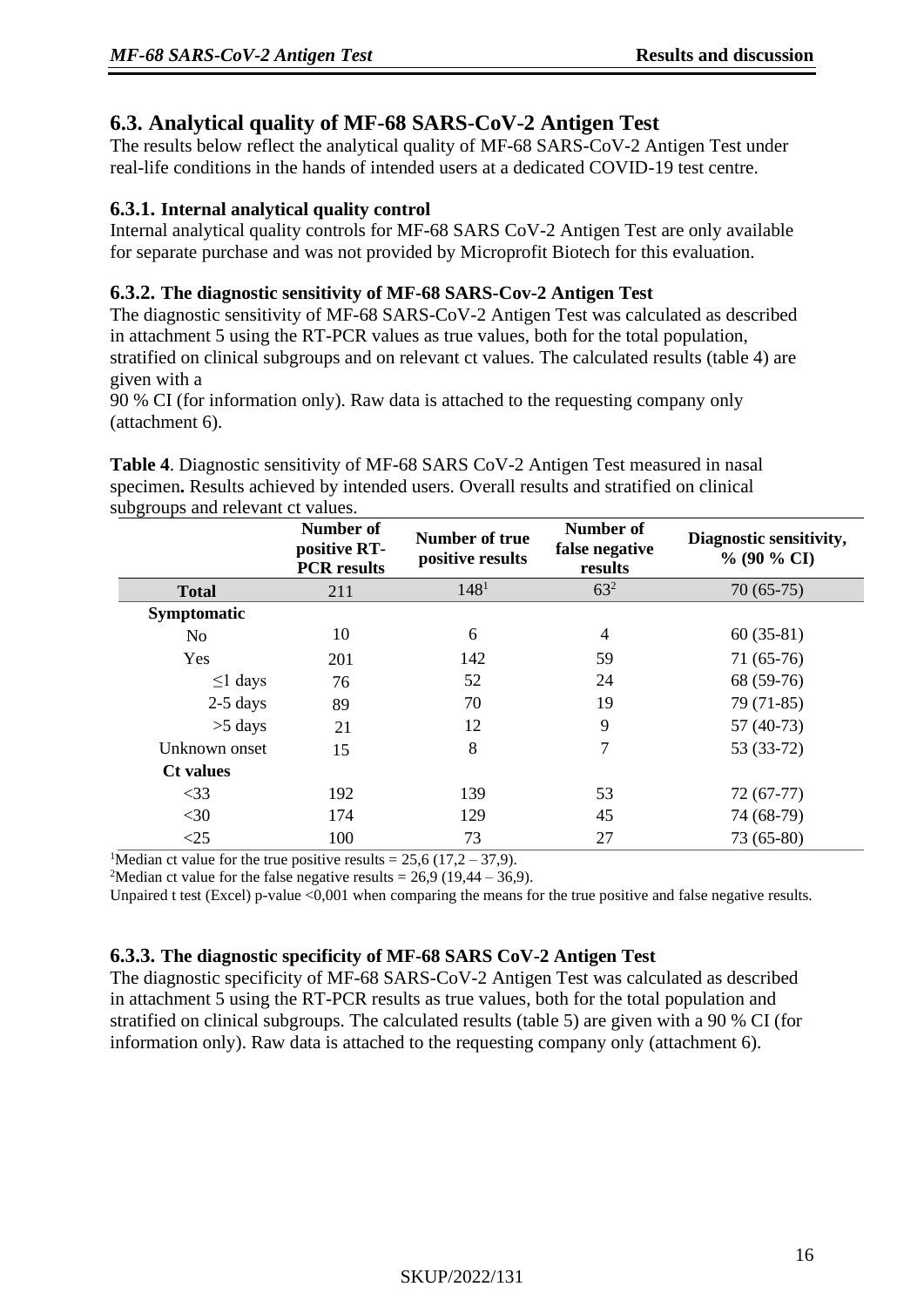## 6.3. Analytical quality of MF-68 SARS-CoV-2 Antigen Test

The results below reflect the analytical quality of MF-68 SARS-CoV-2 Antigen Test under real-life conditions in the hands of intended users at a dedicated COVID-19 test centre.

### 6.3.1. Internal analytical quality control

Internal analytical quality controls for MF-68 SARS CoV-2 Antigen Test are only available for separate purchase and was not provided by Microprofit Biotech for this evaluation.

### 6.3.2. The diagnostic sensitivity of MF-68 SARS-Cov-2 Antigen Test

The diagnostic sensitivity of MF-68 SARS-CoV-2 Antigen Test was calculated as described in attachment 5 using the RT-PCR values as true values, both for the total population, stratified on clinical subgroups and on relevant ct values. The calculated results (table 4) are given with a

90 % CI (for information only). Raw data is attached to the requesting company only (attachment 6).

**Table 4**. Diagnostic sensitivity of MF-68 SARS CoV-2 Antigen Test measured in nasal specimen**.** Results achieved by intended users. Overall results and stratified on clinical subgroups and relevant ct values.

| | Number of positive RT-PCR results | Number of true positive results | Number of false negative results | Diagnostic sensitivity, % (90 % CI) |
|---|---|---|---|---|
| **Total** | 211 | 148[1] | 63[2] | 70 (65-75) |
| **Symptomatic** | | | | |
| No | 10 | 6 | 4 | 60 (35-81) |
| Yes | 201 | 142 | 59 | 71 (65-76) |
| ≤1 days | 76 | 52 | 24 | 68 (59-76) |
| 2-5 days | 89 | 70 | 19 | 79 (71-85) |
| >5 days | 21 | 12 | 9 | 57 (40-73) |
| Unknown onset | 15 | 8 | 7 | 53 (33-72) |
| **Ct values** | | | | |
| <33 | 192 | 139 | 53 | 72 (67-77) |
| <30 | 174 | 129 | 45 | 74 (68-79) |
| <25 | 100 | 73 | 27 | 73 (65-80) |

[1]Median ct value for the true positive results = 25,6 (17,2 – 37,9).

[2]Median ct value for the false negative results = 26,9 (19,44 – 36,9).

Unpaired t test (Excel) p-value <0,001 when comparing the means for the true positive and false negative results.

### 6.3.3. The diagnostic specificity of MF-68 SARS CoV-2 Antigen Test

The diagnostic specificity of MF-68 SARS-CoV-2 Antigen Test was calculated as described in attachment 5 using the RT-PCR results as true values, both for the total population and stratified on clinical subgroups. The calculated results (table 5) are given with a 90 % CI (for information only). Raw data is attached to the requesting company only (attachment 6).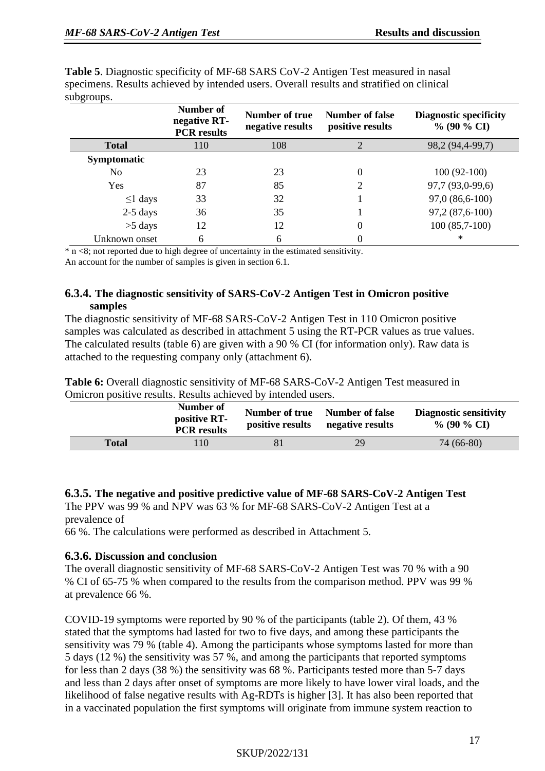**Table 5**. Diagnostic specificity of MF-68 SARS CoV-2 Antigen Test measured in nasal specimens. Results achieved by intended users. Overall results and stratified on clinical subgroups.

| | Number of negative RT-PCR results | Number of true negative results | Number of false positive results | Diagnostic specificity % (90 % CI) |
|---|---|---|---|---|
| **Total** | 110 | 108 | 2 | 98,2 (94,4-99,7) |
| **Symptomatic** | | | | |
| No | 23 | 23 | 0 | 100 (92-100) |
| Yes | 87 | 85 | 2 | 97,7 (93,0-99,6) |
| ≤1 days | 33 | 32 | 1 | 97,0 (86,6-100) |
| 2-5 days | 36 | 35 | 1 | 97,2 (87,6-100) |
| >5 days | 12 | 12 | 0 | 100 (85,7-100) |
| Unknown onset | 6 | 6 | 0 | * |

* n <8; not reported due to high degree of uncertainty in the estimated sensitivity.
An account for the number of samples is given in section 6.1.

### 6.3.4. The diagnostic sensitivity of SARS-CoV-2 Antigen Test in Omicron positive samples

The diagnostic sensitivity of MF-68 SARS-CoV-2 Antigen Test in 110 Omicron positive samples was calculated as described in attachment 5 using the RT-PCR values as true values. The calculated results (table 6) are given with a 90 % CI (for information only). Raw data is attached to the requesting company only (attachment 6).

**Table 6:** Overall diagnostic sensitivity of MF-68 SARS-CoV-2 Antigen Test measured in Omicron positive results. Results achieved by intended users.

| | Number of positive RT-PCR results | Number of true positive results | Number of false negative results | Diagnostic sensitivity % (90 % CI) |
|---|---|---|---|---|
| **Total** | 110 | 81 | 29 | 74 (66-80) |

### 6.3.5. The negative and positive predictive value of MF-68 SARS-CoV-2 Antigen Test

The PPV was 99 % and NPV was 63 % for MF-68 SARS-CoV-2 Antigen Test at a prevalence of
66 %. The calculations were performed as described in Attachment 5.

### 6.3.6. Discussion and conclusion

The overall diagnostic sensitivity of MF-68 SARS-CoV-2 Antigen Test was 70 % with a 90 % CI of 65-75 % when compared to the results from the comparison method. PPV was 99 % at prevalence 66 %.

COVID-19 symptoms were reported by 90 % of the participants (table 2). Of them, 43 % stated that the symptoms had lasted for two to five days, and among these participants the sensitivity was 79 % (table 4). Among the participants whose symptoms lasted for more than 5 days (12 %) the sensitivity was 57 %, and among the participants that reported symptoms for less than 2 days (38 %) the sensitivity was 68 %. Participants tested more than 5-7 days and less than 2 days after onset of symptoms are more likely to have lower viral loads, and the likelihood of false negative results with Ag-RDTs is higher [3]. It has also been reported that in a vaccinated population the first symptoms will originate from immune system reaction to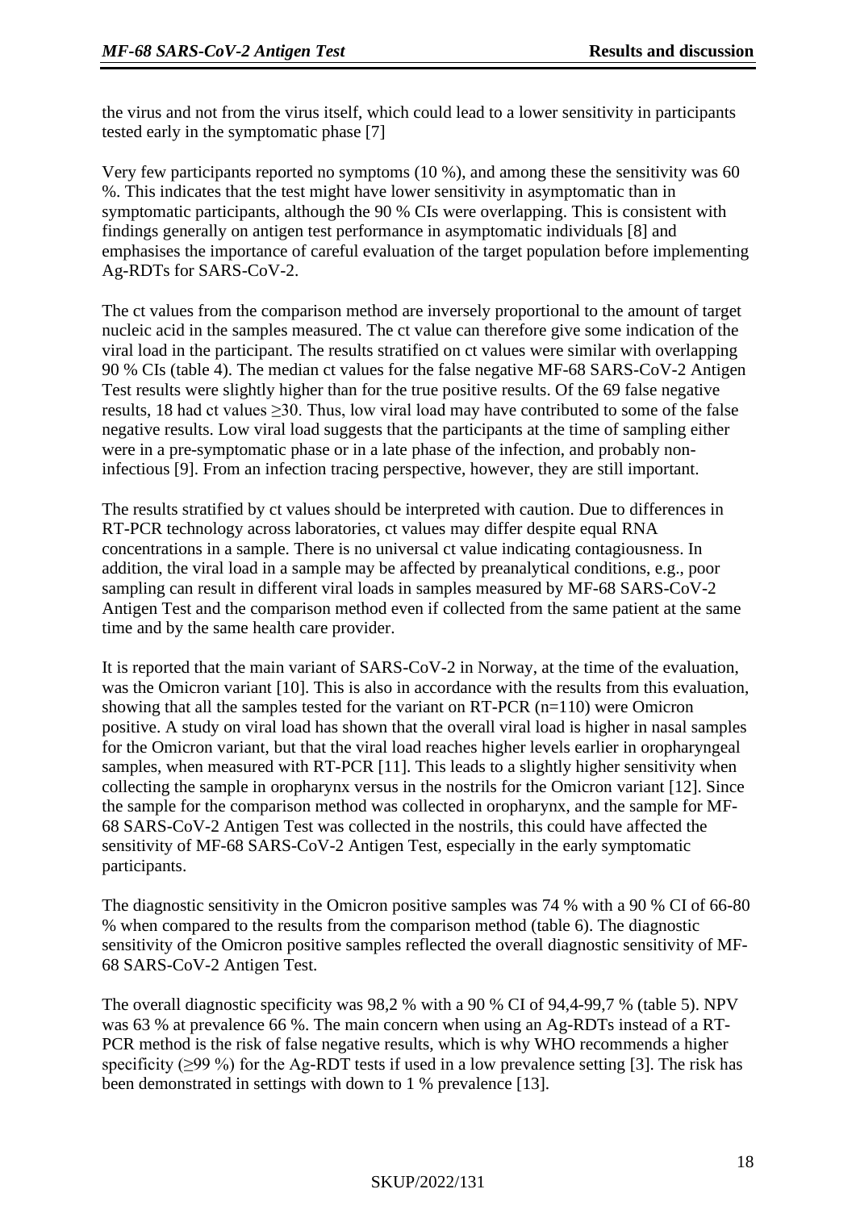the virus and not from the virus itself, which could lead to a lower sensitivity in participants tested early in the symptomatic phase [7]

Very few participants reported no symptoms (10 %), and among these the sensitivity was 60 %. This indicates that the test might have lower sensitivity in asymptomatic than in symptomatic participants, although the 90 % CIs were overlapping. This is consistent with findings generally on antigen test performance in asymptomatic individuals [8] and emphasises the importance of careful evaluation of the target population before implementing Ag-RDTs for SARS-CoV-2.

The ct values from the comparison method are inversely proportional to the amount of target nucleic acid in the samples measured. The ct value can therefore give some indication of the viral load in the participant. The results stratified on ct values were similar with overlapping 90 % CIs (table 4). The median ct values for the false negative MF-68 SARS-CoV-2 Antigen Test results were slightly higher than for the true positive results. Of the 69 false negative results, 18 had ct values ≥30. Thus, low viral load may have contributed to some of the false negative results. Low viral load suggests that the participants at the time of sampling either were in a pre-symptomatic phase or in a late phase of the infection, and probably non-infectious [9]. From an infection tracing perspective, however, they are still important.

The results stratified by ct values should be interpreted with caution. Due to differences in RT-PCR technology across laboratories, ct values may differ despite equal RNA concentrations in a sample. There is no universal ct value indicating contagiousness. In addition, the viral load in a sample may be affected by preanalytical conditions, e.g., poor sampling can result in different viral loads in samples measured by MF-68 SARS-CoV-2 Antigen Test and the comparison method even if collected from the same patient at the same time and by the same health care provider.

It is reported that the main variant of SARS-CoV-2 in Norway, at the time of the evaluation, was the Omicron variant [10]. This is also in accordance with the results from this evaluation, showing that all the samples tested for the variant on RT-PCR (n=110) were Omicron positive. A study on viral load has shown that the overall viral load is higher in nasal samples for the Omicron variant, but that the viral load reaches higher levels earlier in oropharyngeal samples, when measured with RT-PCR [11]. This leads to a slightly higher sensitivity when collecting the sample in oropharynx versus in the nostrils for the Omicron variant [12]. Since the sample for the comparison method was collected in oropharynx, and the sample for MF-68 SARS-CoV-2 Antigen Test was collected in the nostrils, this could have affected the sensitivity of MF-68 SARS-CoV-2 Antigen Test, especially in the early symptomatic participants.

The diagnostic sensitivity in the Omicron positive samples was 74 % with a 90 % CI of 66-80 % when compared to the results from the comparison method (table 6). The diagnostic sensitivity of the Omicron positive samples reflected the overall diagnostic sensitivity of MF-68 SARS-CoV-2 Antigen Test.

The overall diagnostic specificity was 98,2 % with a 90 % CI of 94,4-99,7 % (table 5). NPV was 63 % at prevalence 66 %. The main concern when using an Ag-RDTs instead of a RT-PCR method is the risk of false negative results, which is why WHO recommends a higher specificity (≥99 %) for the Ag-RDT tests if used in a low prevalence setting [3]. The risk has been demonstrated in settings with down to 1 % prevalence [13].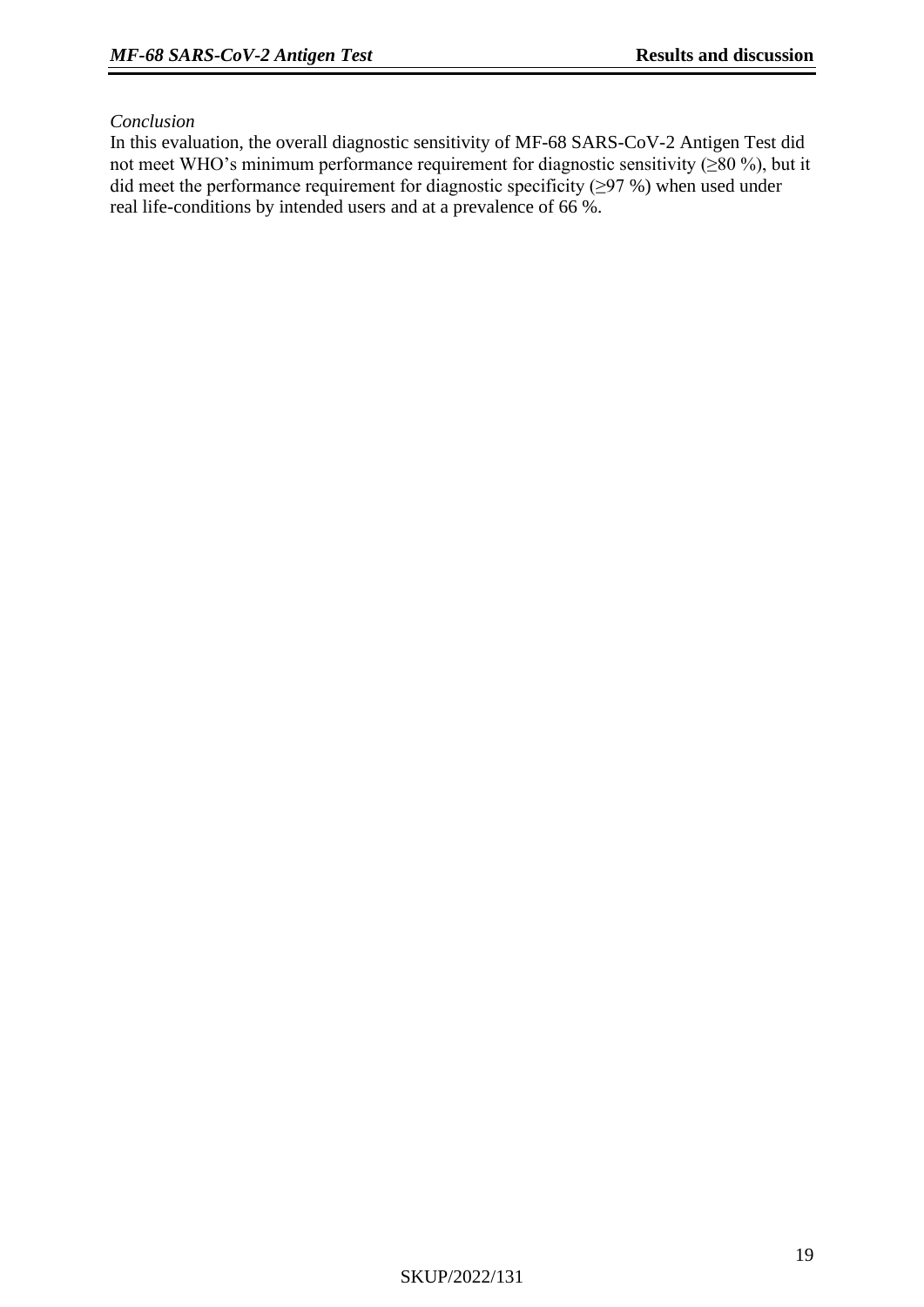*Conclusion*

In this evaluation, the overall diagnostic sensitivity of MF-68 SARS-CoV-2 Antigen Test did not meet WHO's minimum performance requirement for diagnostic sensitivity (≥80 %), but it did meet the performance requirement for diagnostic specificity (≥97 %) when used under real life-conditions by intended users and at a prevalence of 66 %.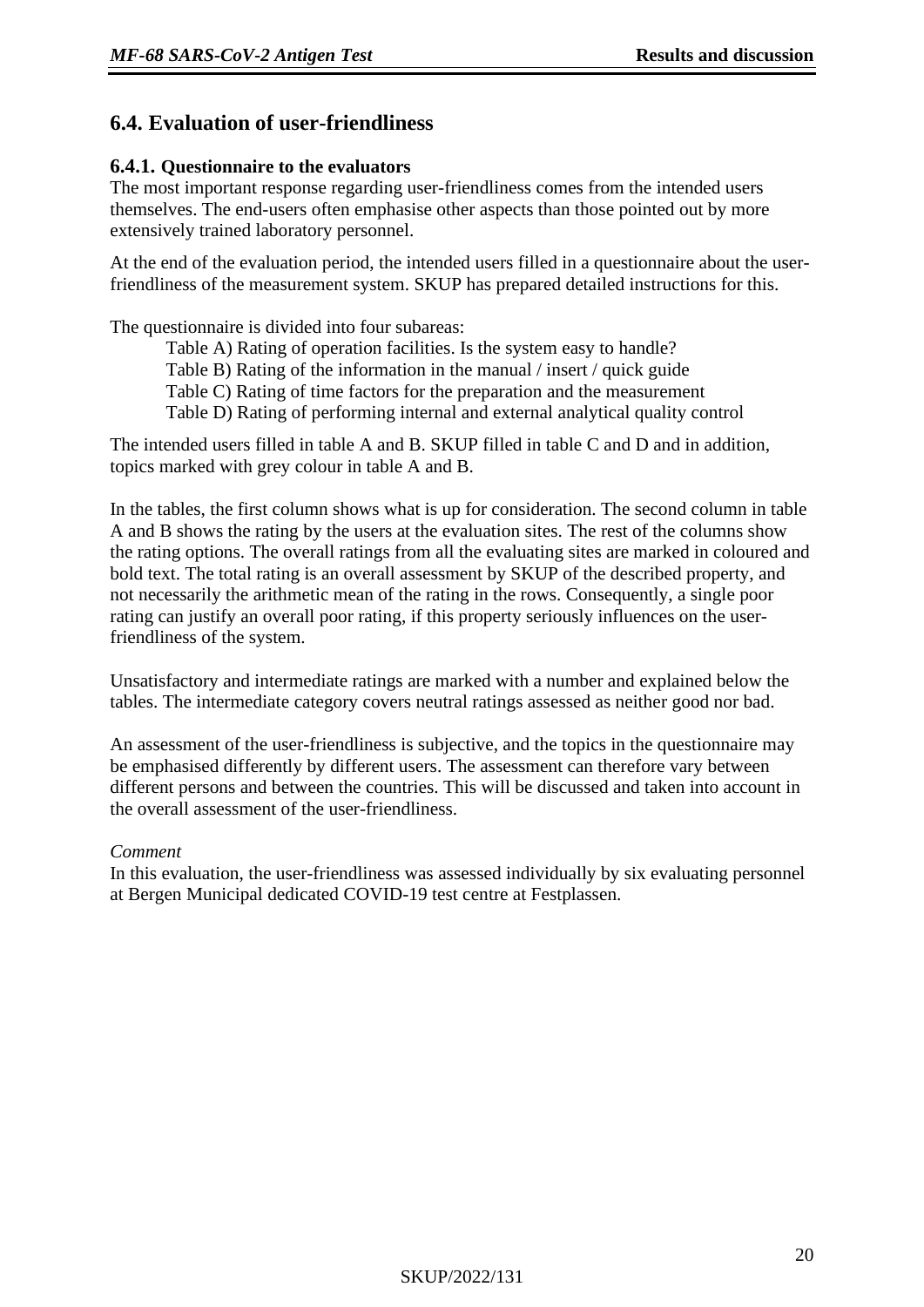## 6.4. Evaluation of user-friendliness

### 6.4.1. Questionnaire to the evaluators

The most important response regarding user-friendliness comes from the intended users themselves. The end-users often emphasise other aspects than those pointed out by more extensively trained laboratory personnel.

At the end of the evaluation period, the intended users filled in a questionnaire about the user-friendliness of the measurement system. SKUP has prepared detailed instructions for this.

The questionnaire is divided into four subareas:

- Table A) Rating of operation facilities. Is the system easy to handle?
- Table B) Rating of the information in the manual / insert / quick guide
- Table C) Rating of time factors for the preparation and the measurement
- Table D) Rating of performing internal and external analytical quality control

The intended users filled in table A and B. SKUP filled in table C and D and in addition, topics marked with grey colour in table A and B.

In the tables, the first column shows what is up for consideration. The second column in table A and B shows the rating by the users at the evaluation sites. The rest of the columns show the rating options. The overall ratings from all the evaluating sites are marked in coloured and bold text. The total rating is an overall assessment by SKUP of the described property, and not necessarily the arithmetic mean of the rating in the rows. Consequently, a single poor rating can justify an overall poor rating, if this property seriously influences on the user-friendliness of the system.

Unsatisfactory and intermediate ratings are marked with a number and explained below the tables. The intermediate category covers neutral ratings assessed as neither good nor bad.

An assessment of the user-friendliness is subjective, and the topics in the questionnaire may be emphasised differently by different users. The assessment can therefore vary between different persons and between the countries. This will be discussed and taken into account in the overall assessment of the user-friendliness.

*Comment*

In this evaluation, the user-friendliness was assessed individually by six evaluating personnel at Bergen Municipal dedicated COVID-19 test centre at Festplassen.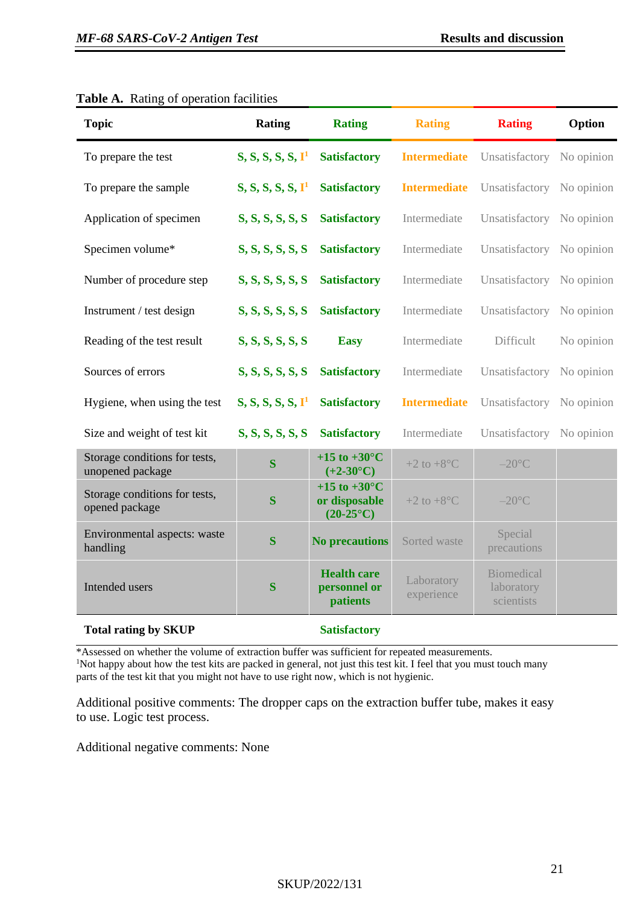**Table A.** Rating of operation facilities

| Topic | Rating | Rating | Rating | Rating | Option |
|---|---|---|---|---|---|
| To prepare the test | S, S, S, S, S, I[1] | Satisfactory | Intermediate | Unsatisfactory | No opinion |
| To prepare the sample | S, S, S, S, S, I[1] | Satisfactory | Intermediate | Unsatisfactory | No opinion |
| Application of specimen | S, S, S, S, S, S | Satisfactory | Intermediate | Unsatisfactory | No opinion |
| Specimen volume* | S, S, S, S, S, S | Satisfactory | Intermediate | Unsatisfactory | No opinion |
| Number of procedure step | S, S, S, S, S, S | Satisfactory | Intermediate | Unsatisfactory | No opinion |
| Instrument / test design | S, S, S, S, S, S | Satisfactory | Intermediate | Unsatisfactory | No opinion |
| Reading of the test result | S, S, S, S, S, S | Easy | Intermediate | Difficult | No opinion |
| Sources of errors | S, S, S, S, S, S | Satisfactory | Intermediate | Unsatisfactory | No opinion |
| Hygiene, when using the test | S, S, S, S, S, I[1] | Satisfactory | Intermediate | Unsatisfactory | No opinion |
| Size and weight of test kit | S, S, S, S, S, S | Satisfactory | Intermediate | Unsatisfactory | No opinion |
| Storage conditions for tests, unopened package | S | +15 to +30°C (+2-30°C) | +2 to +8°C | –20°C | |
| Storage conditions for tests, opened package | S | +15 to +30°C or disposable (20-25°C) | +2 to +8°C | –20°C | |
| Environmental aspects: waste handling | S | No precautions | Sorted waste | Special precautions | |
| Intended users | S | Health care personnel or patients | Laboratory experience | Biomedical laboratory scientists | |
| **Total rating by SKUP** | | Satisfactory | | | |

*Assessed on whether the volume of extraction buffer was sufficient for repeated measurements.
[1]Not happy about how the test kits are packed in general, not just this test kit. I feel that you must touch many parts of the test kit that you might not have to use right now, which is not hygienic.

Additional positive comments: The dropper caps on the extraction buffer tube, makes it easy to use. Logic test process.

Additional negative comments: None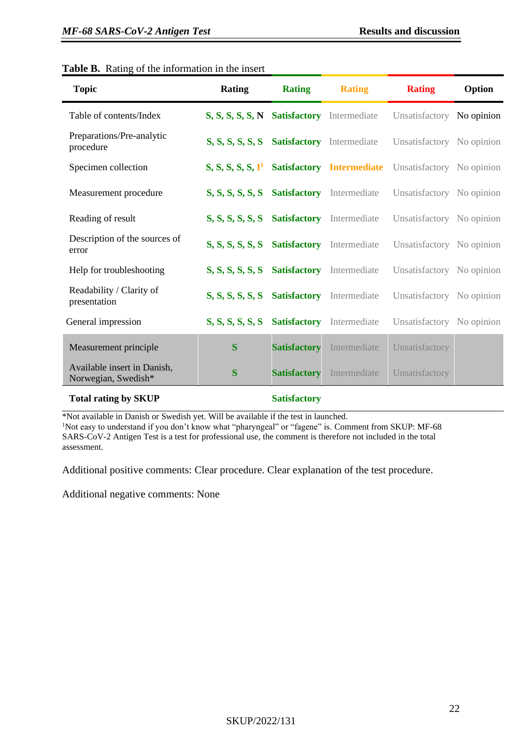**Table B.** Rating of the information in the insert

| Topic | Rating | Rating | Rating | Rating | Option |
|---|---|---|---|---|---|
| Table of contents/Index | S, S, S, S, S, N | Satisfactory | Intermediate | Unsatisfactory | No opinion |
| Preparations/Pre-analytic procedure | S, S, S, S, S, S | Satisfactory | Intermediate | Unsatisfactory | No opinion |
| Specimen collection | S, S, S, S, S, I[1] | Satisfactory | Intermediate | Unsatisfactory | No opinion |
| Measurement procedure | S, S, S, S, S, S | Satisfactory | Intermediate | Unsatisfactory | No opinion |
| Reading of result | S, S, S, S, S, S | Satisfactory | Intermediate | Unsatisfactory | No opinion |
| Description of the sources of error | S, S, S, S, S, S | Satisfactory | Intermediate | Unsatisfactory | No opinion |
| Help for troubleshooting | S, S, S, S, S, S | Satisfactory | Intermediate | Unsatisfactory | No opinion |
| Readability / Clarity of presentation | S, S, S, S, S, S | Satisfactory | Intermediate | Unsatisfactory | No opinion |
| General impression | S, S, S, S, S, S | Satisfactory | Intermediate | Unsatisfactory | No opinion |
| Measurement principle | S | Satisfactory | Intermediate | Unsatisfactory | |
| Available insert in Danish, Norwegian, Swedish* | S | Satisfactory | Intermediate | Unsatisfactory | |
| **Total rating by SKUP** | | **Satisfactory** | | | |

*Not available in Danish or Swedish yet. Will be available if the test in launched.
[1]Not easy to understand if you don't know what "pharyngeal" or "fagene" is. Comment from SKUP: MF-68 SARS-CoV-2 Antigen Test is a test for professional use, the comment is therefore not included in the total assessment.

Additional positive comments: Clear procedure. Clear explanation of the test procedure.

Additional negative comments: None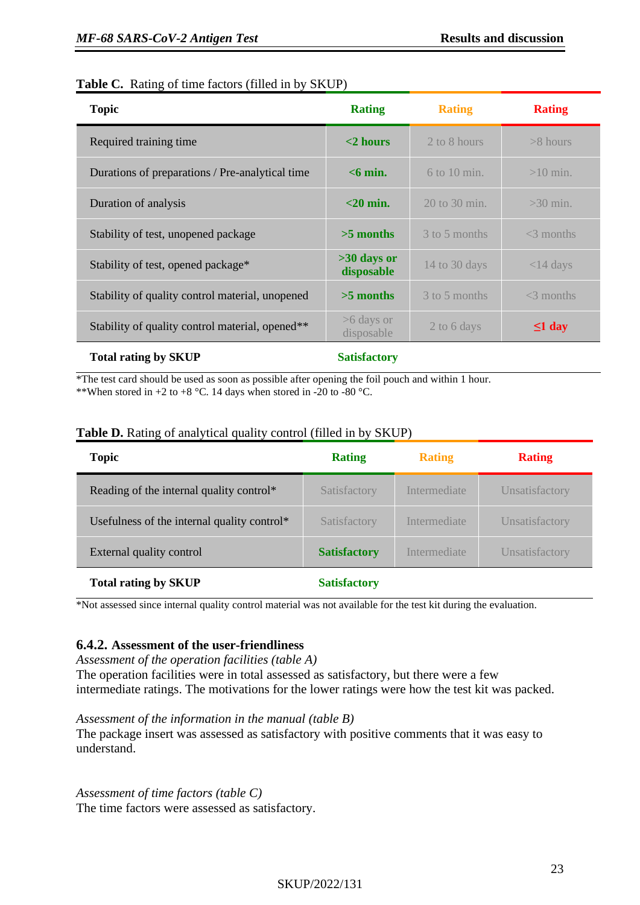**Table C.** Rating of time factors (filled in by SKUP)

| Topic | Rating | Rating | Rating |
|---|---|---|---|
| Required training time | **<2 hours** | 2 to 8 hours | >8 hours |
| Durations of preparations / Pre-analytical time | **<6 min.** | 6 to 10 min. | >10 min. |
| Duration of analysis | **<20 min.** | 20 to 30 min. | >30 min. |
| Stability of test, unopened package | **>5 months** | 3 to 5 months | <3 months |
| Stability of test, opened package* | **>30 days or disposable** | 14 to 30 days | <14 days |
| Stability of quality control material, unopened | **>5 months** | 3 to 5 months | <3 months |
| Stability of quality control material, opened** | >6 days or disposable | 2 to 6 days | **≤1 day** |
| **Total rating by SKUP** | **Satisfactory** | | |

*The test card should be used as soon as possible after opening the foil pouch and within 1 hour.
**When stored in +2 to +8 °C. 14 days when stored in -20 to -80 °C.

**Table D.** Rating of analytical quality control (filled in by SKUP)

| Topic | Rating | Rating | Rating |
|---|---|---|---|
| Reading of the internal quality control* | Satisfactory | Intermediate | Unsatisfactory |
| Usefulness of the internal quality control* | Satisfactory | Intermediate | Unsatisfactory |
| External quality control | **Satisfactory** | Intermediate | Unsatisfactory |
| **Total rating by SKUP** | **Satisfactory** | | |

*Not assessed since internal quality control material was not available for the test kit during the evaluation.

### 6.4.2. Assessment of the user-friendliness

*Assessment of the operation facilities (table A)*
The operation facilities were in total assessed as satisfactory, but there were a few intermediate ratings. The motivations for the lower ratings were how the test kit was packed.

*Assessment of the information in the manual (table B)*
The package insert was assessed as satisfactory with positive comments that it was easy to understand.

*Assessment of time factors (table C)*
The time factors were assessed as satisfactory.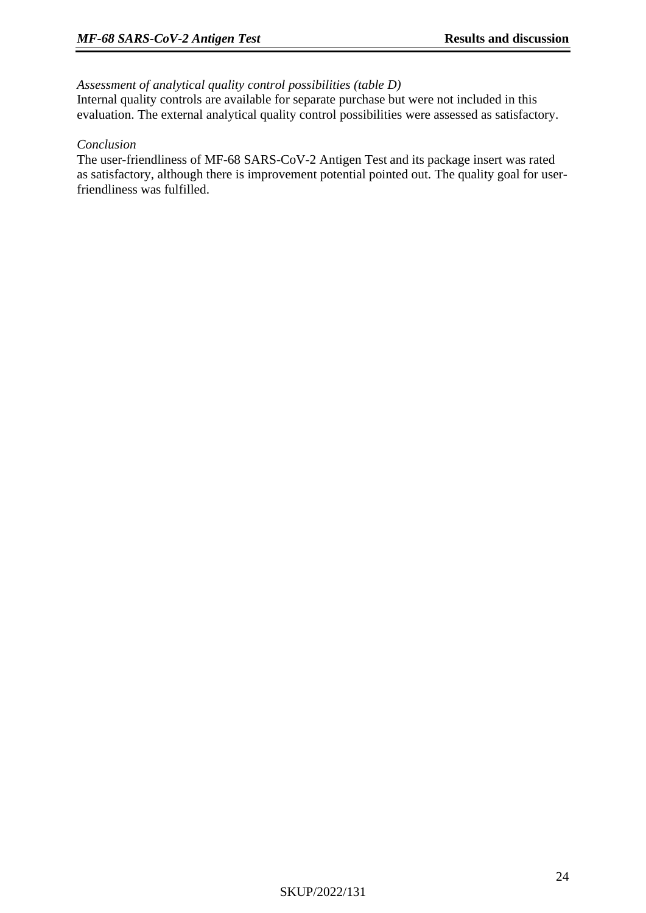*Assessment of analytical quality control possibilities (table D)*

Internal quality controls are available for separate purchase but were not included in this evaluation. The external analytical quality control possibilities were assessed as satisfactory.

*Conclusion*

The user-friendliness of MF-68 SARS-CoV-2 Antigen Test and its package insert was rated as satisfactory, although there is improvement potential pointed out. The quality goal for user-friendliness was fulfilled.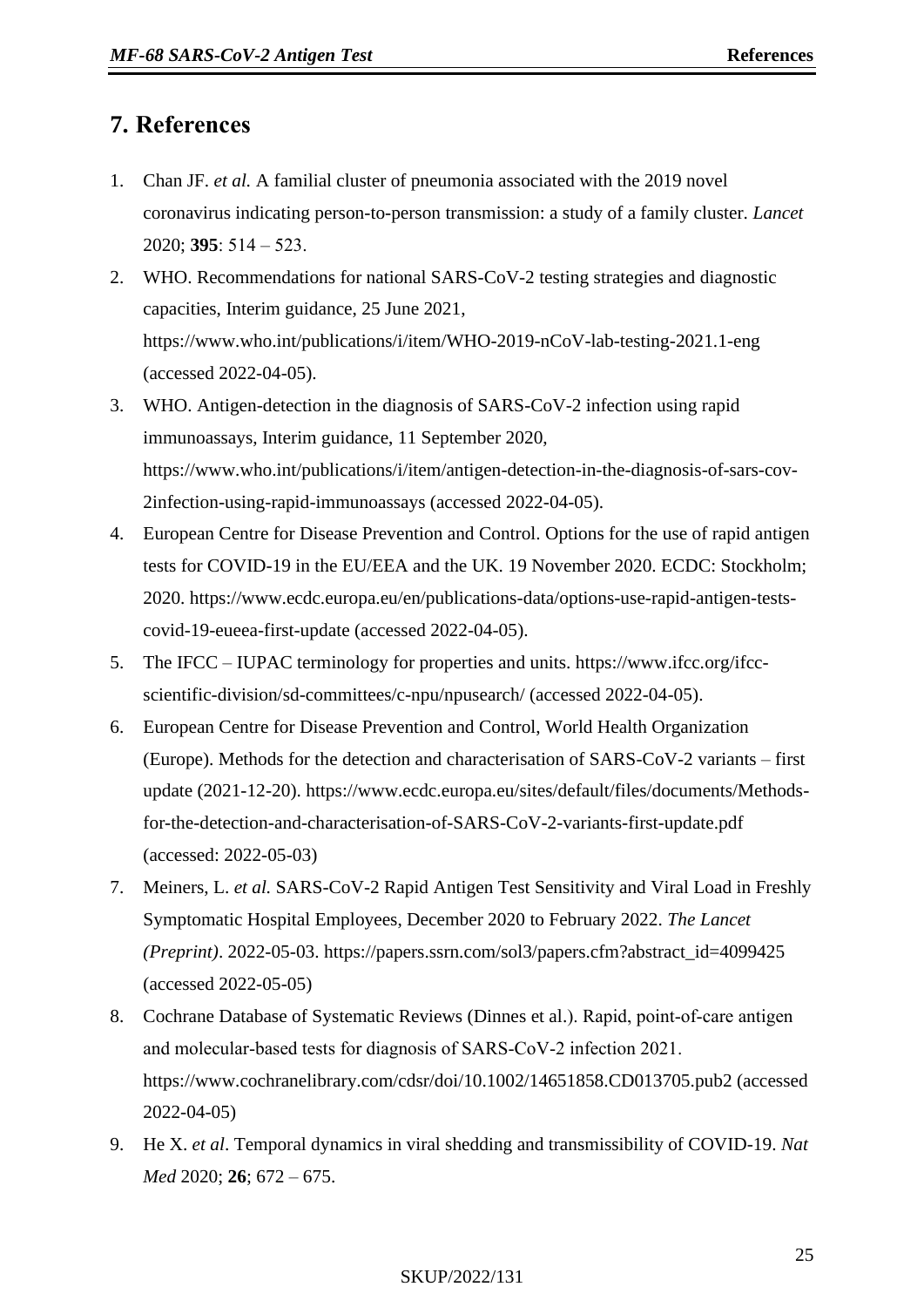# 7. References

1. Chan JF. *et al.* A familial cluster of pneumonia associated with the 2019 novel coronavirus indicating person-to-person transmission: a study of a family cluster. *Lancet* 2020; **395**: 514 – 523.
2. WHO. Recommendations for national SARS-CoV-2 testing strategies and diagnostic capacities, Interim guidance, 25 June 2021, https://www.who.int/publications/i/item/WHO-2019-nCoV-lab-testing-2021.1-eng (accessed 2022-04-05).
3. WHO. Antigen-detection in the diagnosis of SARS-CoV-2 infection using rapid immunoassays, Interim guidance, 11 September 2020, https://www.who.int/publications/i/item/antigen-detection-in-the-diagnosis-of-sars-cov-2infection-using-rapid-immunoassays (accessed 2022-04-05).
4. European Centre for Disease Prevention and Control. Options for the use of rapid antigen tests for COVID-19 in the EU/EEA and the UK. 19 November 2020. ECDC: Stockholm; 2020. https://www.ecdc.europa.eu/en/publications-data/options-use-rapid-antigen-tests-covid-19-eueea-first-update (accessed 2022-04-05).
5. The IFCC – IUPAC terminology for properties and units. https://www.ifcc.org/ifcc-scientific-division/sd-committees/c-npu/npusearch/ (accessed 2022-04-05).
6. European Centre for Disease Prevention and Control, World Health Organization (Europe). Methods for the detection and characterisation of SARS-CoV-2 variants – first update (2021-12-20). https://www.ecdc.europa.eu/sites/default/files/documents/Methods-for-the-detection-and-characterisation-of-SARS-CoV-2-variants-first-update.pdf (accessed: 2022-05-03)
7. Meiners, L. *et al.* SARS-CoV-2 Rapid Antigen Test Sensitivity and Viral Load in Freshly Symptomatic Hospital Employees, December 2020 to February 2022. *The Lancet (Preprint)*. 2022-05-03. https://papers.ssrn.com/sol3/papers.cfm?abstract_id=4099425 (accessed 2022-05-05)
8. Cochrane Database of Systematic Reviews (Dinnes et al.). Rapid, point-of-care antigen and molecular-based tests for diagnosis of SARS-CoV-2 infection 2021. https://www.cochranelibrary.com/cdsr/doi/10.1002/14651858.CD013705.pub2 (accessed 2022-04-05)
9. He X. *et al*. Temporal dynamics in viral shedding and transmissibility of COVID-19. *Nat Med* 2020; **26**; 672 – 675.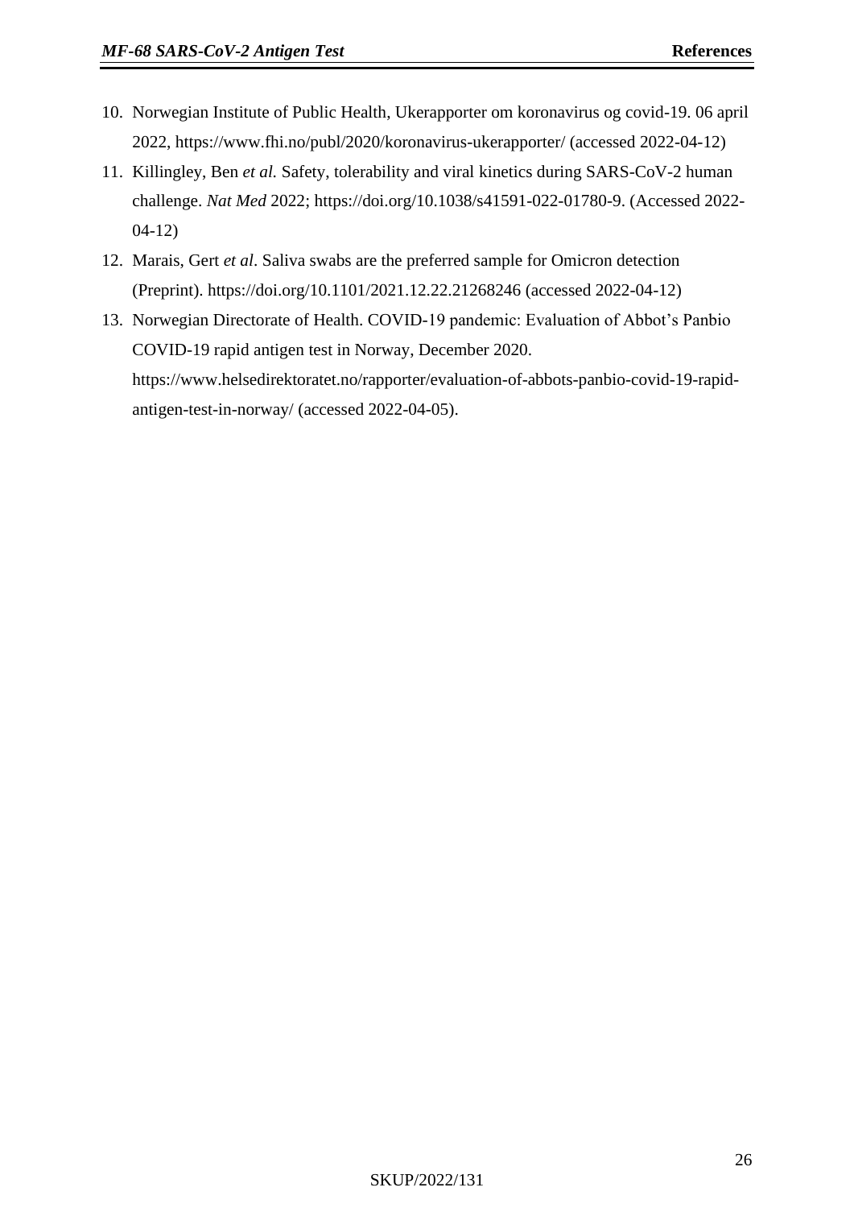10. Norwegian Institute of Public Health, Ukerapporter om koronavirus og covid-19. 06 april 2022, https://www.fhi.no/publ/2020/koronavirus-ukerapporter/ (accessed 2022-04-12)
11. Killingley, Ben *et al.* Safety, tolerability and viral kinetics during SARS-CoV-2 human challenge. *Nat Med* 2022; https://doi.org/10.1038/s41591-022-01780-9. (Accessed 2022-04-12)
12. Marais, Gert *et al*. Saliva swabs are the preferred sample for Omicron detection (Preprint). https://doi.org/10.1101/2021.12.22.21268246 (accessed 2022-04-12)
13. Norwegian Directorate of Health. COVID-19 pandemic: Evaluation of Abbot's Panbio COVID-19 rapid antigen test in Norway, December 2020. https://www.helsedirektoratet.no/rapporter/evaluation-of-abbots-panbio-covid-19-rapid-antigen-test-in-norway/ (accessed 2022-04-05).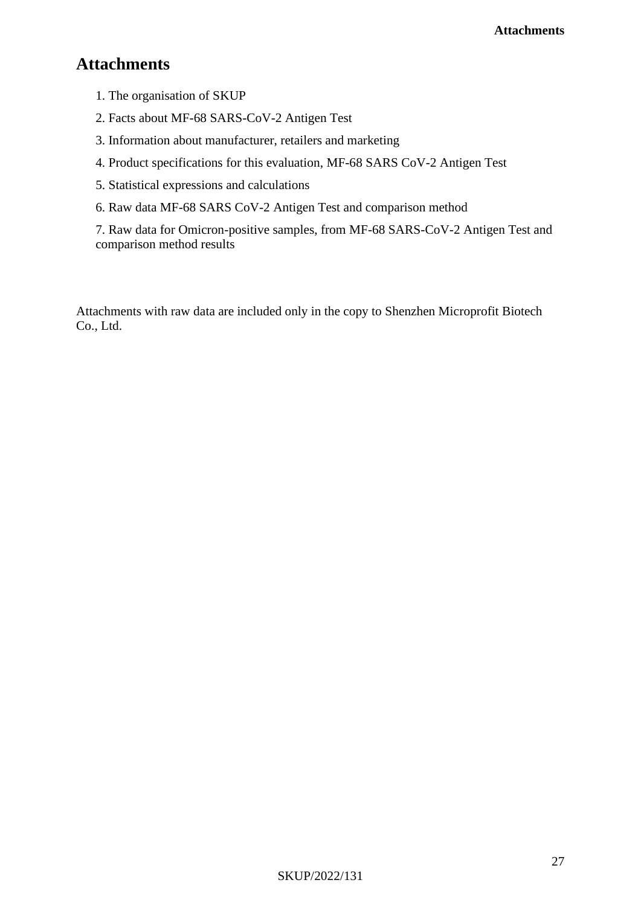# Attachments

1. The organisation of SKUP
2. Facts about MF-68 SARS-CoV-2 Antigen Test
3. Information about manufacturer, retailers and marketing
4. Product specifications for this evaluation, MF-68 SARS CoV-2 Antigen Test
5. Statistical expressions and calculations
6. Raw data MF-68 SARS CoV-2 Antigen Test and comparison method
7. Raw data for Omicron-positive samples, from MF-68 SARS-CoV-2 Antigen Test and comparison method results

Attachments with raw data are included only in the copy to Shenzhen Microprofit Biotech Co., Ltd.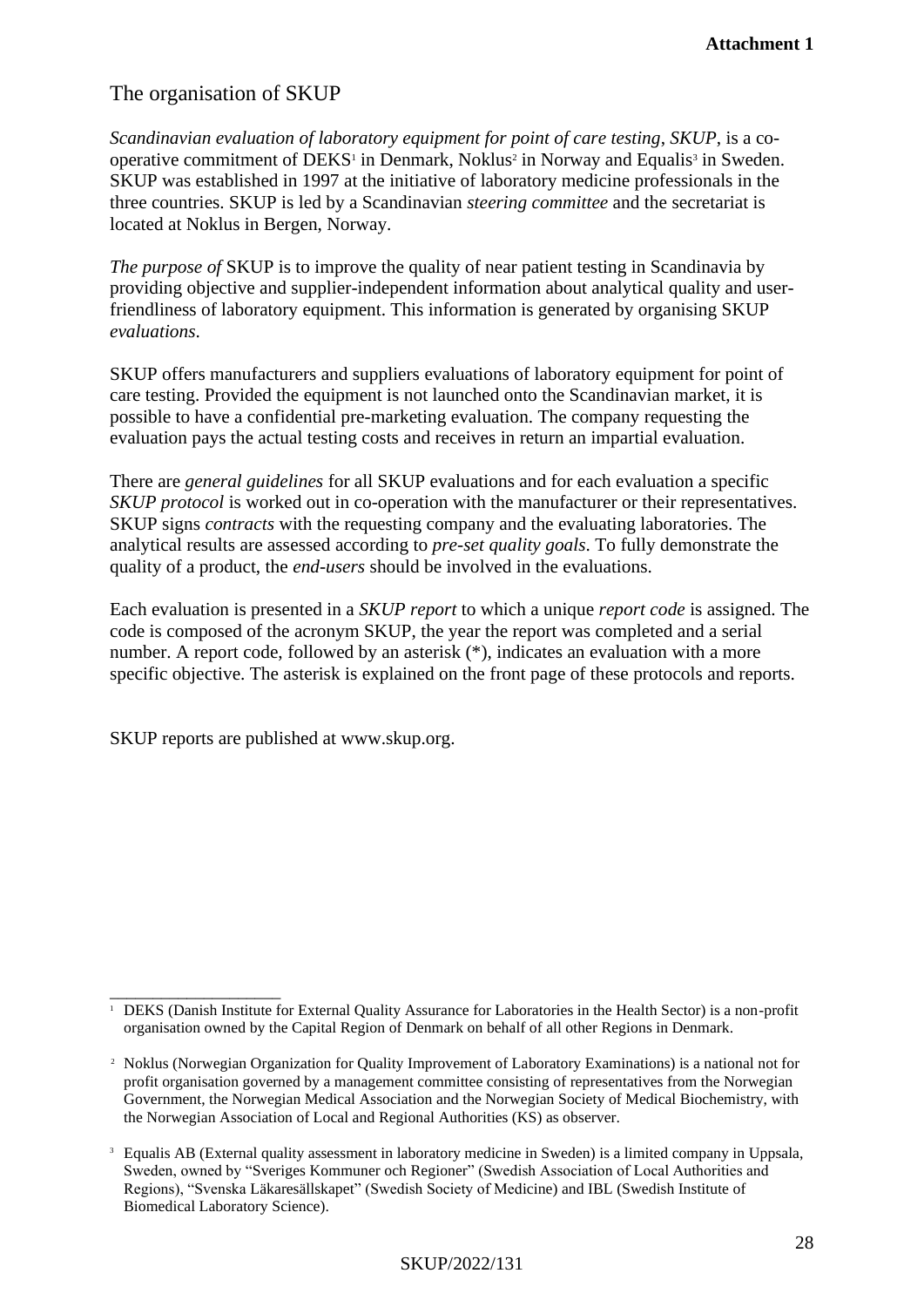**Attachment 1**

## The organisation of SKUP

*Scandinavian evaluation of laboratory equipment for point of care testing*, *SKUP*, is a co-operative commitment of DEKS[1] in Denmark, Noklus[2] in Norway and Equalis[3] in Sweden. SKUP was established in 1997 at the initiative of laboratory medicine professionals in the three countries. SKUP is led by a Scandinavian *steering committee* and the secretariat is located at Noklus in Bergen, Norway.

*The purpose of* SKUP is to improve the quality of near patient testing in Scandinavia by providing objective and supplier-independent information about analytical quality and user-friendliness of laboratory equipment. This information is generated by organising SKUP *evaluations*.

SKUP offers manufacturers and suppliers evaluations of laboratory equipment for point of care testing. Provided the equipment is not launched onto the Scandinavian market, it is possible to have a confidential pre-marketing evaluation. The company requesting the evaluation pays the actual testing costs and receives in return an impartial evaluation.

There are *general guidelines* for all SKUP evaluations and for each evaluation a specific *SKUP protocol* is worked out in co-operation with the manufacturer or their representatives. SKUP signs *contracts* with the requesting company and the evaluating laboratories. The analytical results are assessed according to *pre-set quality goals*. To fully demonstrate the quality of a product, the *end-users* should be involved in the evaluations.

Each evaluation is presented in a *SKUP report* to which a unique *report code* is assigned. The code is composed of the acronym SKUP, the year the report was completed and a serial number. A report code, followed by an asterisk (*), indicates an evaluation with a more specific objective. The asterisk is explained on the front page of these protocols and reports.

SKUP reports are published at www.skup.org.

---

[1] DEKS (Danish Institute for External Quality Assurance for Laboratories in the Health Sector) is a non-profit organisation owned by the Capital Region of Denmark on behalf of all other Regions in Denmark.

[2] Noklus (Norwegian Organization for Quality Improvement of Laboratory Examinations) is a national not for profit organisation governed by a management committee consisting of representatives from the Norwegian Government, the Norwegian Medical Association and the Norwegian Society of Medical Biochemistry, with the Norwegian Association of Local and Regional Authorities (KS) as observer.

[3] Equalis AB (External quality assessment in laboratory medicine in Sweden) is a limited company in Uppsala, Sweden, owned by "Sveriges Kommuner och Regioner" (Swedish Association of Local Authorities and Regions), "Svenska Läkaresällskapet" (Swedish Society of Medicine) and IBL (Swedish Institute of Biomedical Laboratory Science).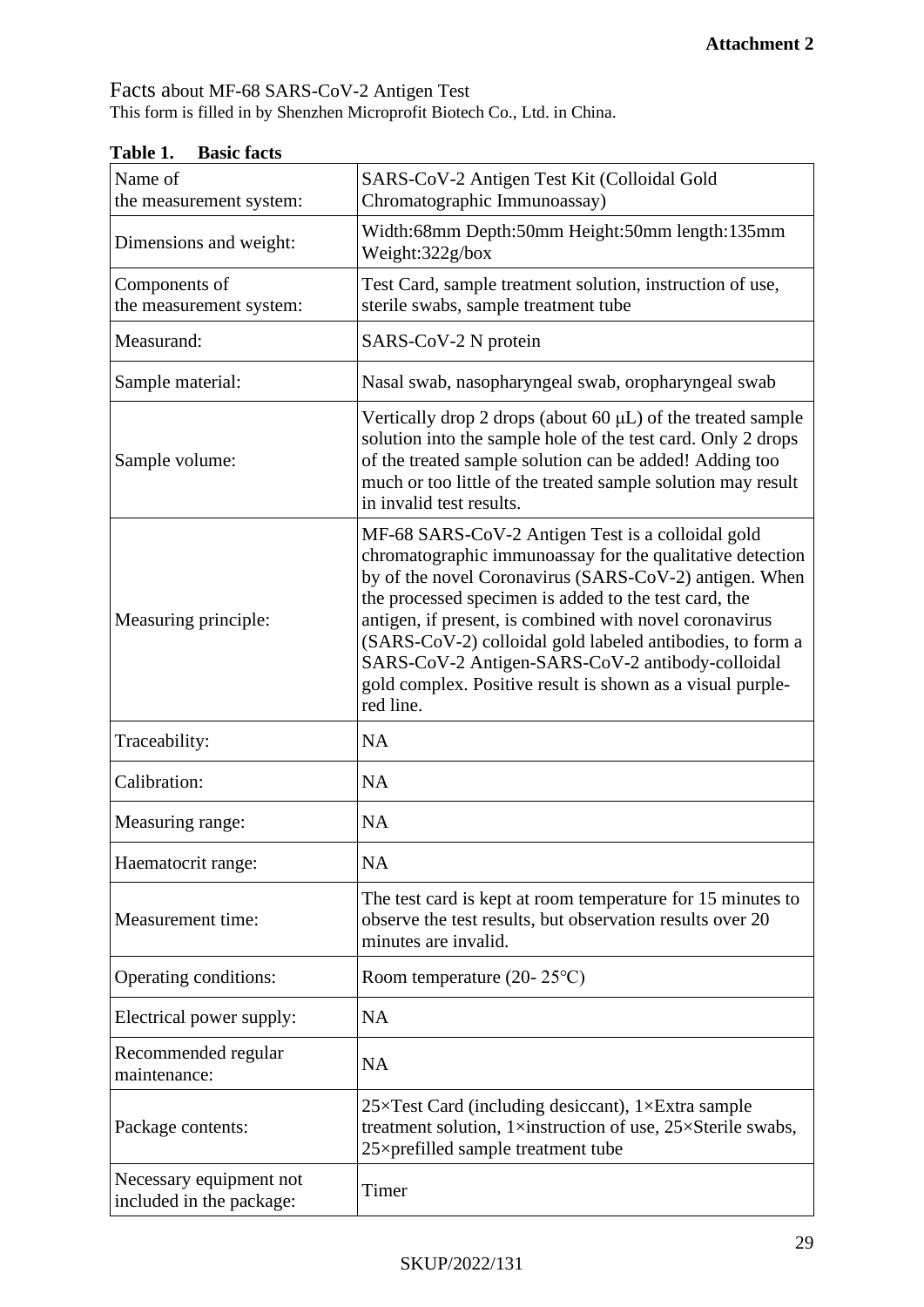**Attachment 2**

Facts about MF-68 SARS-CoV-2 Antigen Test
This form is filled in by Shenzhen Microprofit Biotech Co., Ltd. in China.

**Table 1. Basic facts**

| | |
|---|---|
| Name of the measurement system: | SARS-CoV-2 Antigen Test Kit (Colloidal Gold Chromatographic Immunoassay) |
| Dimensions and weight: | Width:68mm Depth:50mm Height:50mm length:135mm Weight:322g/box |
| Components of the measurement system: | Test Card, sample treatment solution, instruction of use, sterile swabs, sample treatment tube |
| Measurand: | SARS-CoV-2 N protein |
| Sample material: | Nasal swab, nasopharyngeal swab, oropharyngeal swab |
| Sample volume: | Vertically drop 2 drops (about 60 μL) of the treated sample solution into the sample hole of the test card. Only 2 drops of the treated sample solution can be added! Adding too much or too little of the treated sample solution may result in invalid test results. |
| Measuring principle: | MF-68 SARS-CoV-2 Antigen Test is a colloidal gold chromatographic immunoassay for the qualitative detection by of the novel Coronavirus (SARS-CoV-2) antigen. When the processed specimen is added to the test card, the antigen, if present, is combined with novel coronavirus (SARS-CoV-2) colloidal gold labeled antibodies, to form a SARS-CoV-2 Antigen-SARS-CoV-2 antibody-colloidal gold complex. Positive result is shown as a visual purple-red line. |
| Traceability: | NA |
| Calibration: | NA |
| Measuring range: | NA |
| Haematocrit range: | NA |
| Measurement time: | The test card is kept at room temperature for 15 minutes to observe the test results, but observation results over 20 minutes are invalid. |
| Operating conditions: | Room temperature (20- 25℃) |
| Electrical power supply: | NA |
| Recommended regular maintenance: | NA |
| Package contents: | 25×Test Card (including desiccant), 1×Extra sample treatment solution, 1×instruction of use, 25×Sterile swabs, 25×prefilled sample treatment tube |
| Necessary equipment not included in the package: | Timer |

SKUP/2022/131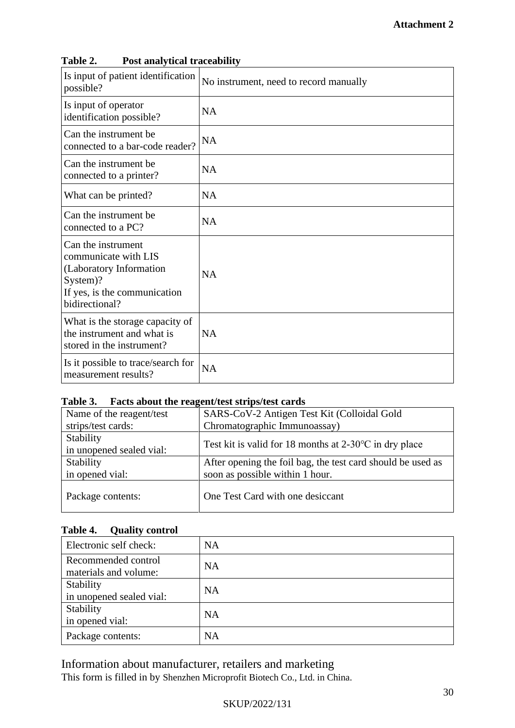**Attachment 2**

**Table 2. Post analytical traceability**

| | |
|---|---|
| Is input of patient identification possible? | No instrument, need to record manually |
| Is input of operator identification possible? | NA |
| Can the instrument be connected to a bar-code reader? | NA |
| Can the instrument be connected to a printer? | NA |
| What can be printed? | NA |
| Can the instrument be connected to a PC? | NA |
| Can the instrument communicate with LIS (Laboratory Information System)? If yes, is the communication bidirectional? | NA |
| What is the storage capacity of the instrument and what is stored in the instrument? | NA |
| Is it possible to trace/search for measurement results? | NA |

**Table 3. Facts about the reagent/test strips/test cards**

| | |
|---|---|
| Name of the reagent/test strips/test cards: | SARS-CoV-2 Antigen Test Kit (Colloidal Gold Chromatographic Immunoassay) |
| Stability in unopened sealed vial: | Test kit is valid for 18 months at 2-30℃ in dry place |
| Stability in opened vial: | After opening the foil bag, the test card should be used as soon as possible within 1 hour. |
| Package contents: | One Test Card with one desiccant |

**Table 4. Quality control**

| | |
|---|---|
| Electronic self check: | NA |
| Recommended control materials and volume: | NA |
| Stability in unopened sealed vial: | NA |
| Stability in opened vial: | NA |
| Package contents: | NA |

## Information about manufacturer, retailers and marketing

This form is filled in by Shenzhen Microprofit Biotech Co., Ltd. in China.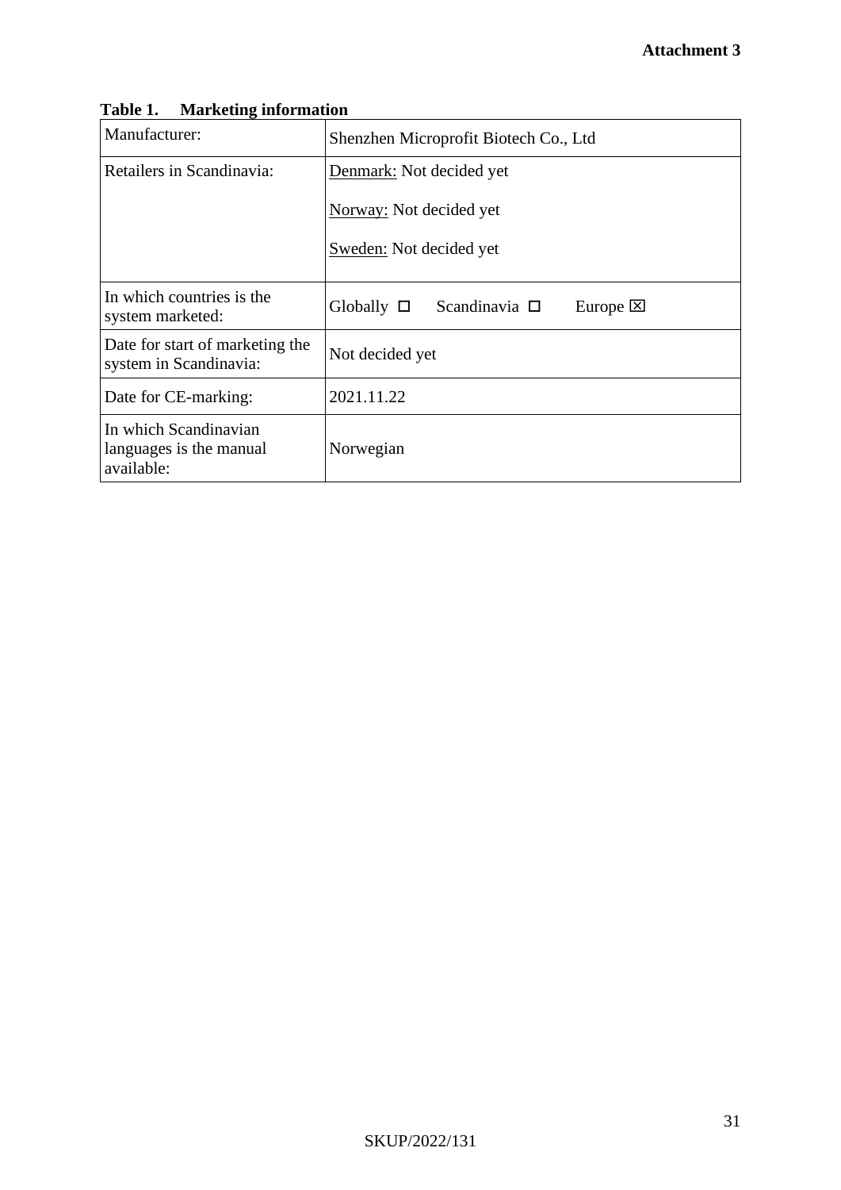**Attachment 3**

**Table 1. Marketing information**

| | |
|---|---|
| Manufacturer: | Shenzhen Microprofit Biotech Co., Ltd |
| Retailers in Scandinavia: | Denmark: Not decided yet<br>Norway: Not decided yet<br>Sweden: Not decided yet |
| In which countries is the system marketed: | Globally ☐ Scandinavia ☐ Europe ☒ |
| Date for start of marketing the system in Scandinavia: | Not decided yet |
| Date for CE-marking: | 2021.11.22 |
| In which Scandinavian languages is the manual available: | Norwegian |

SKUP/2022/131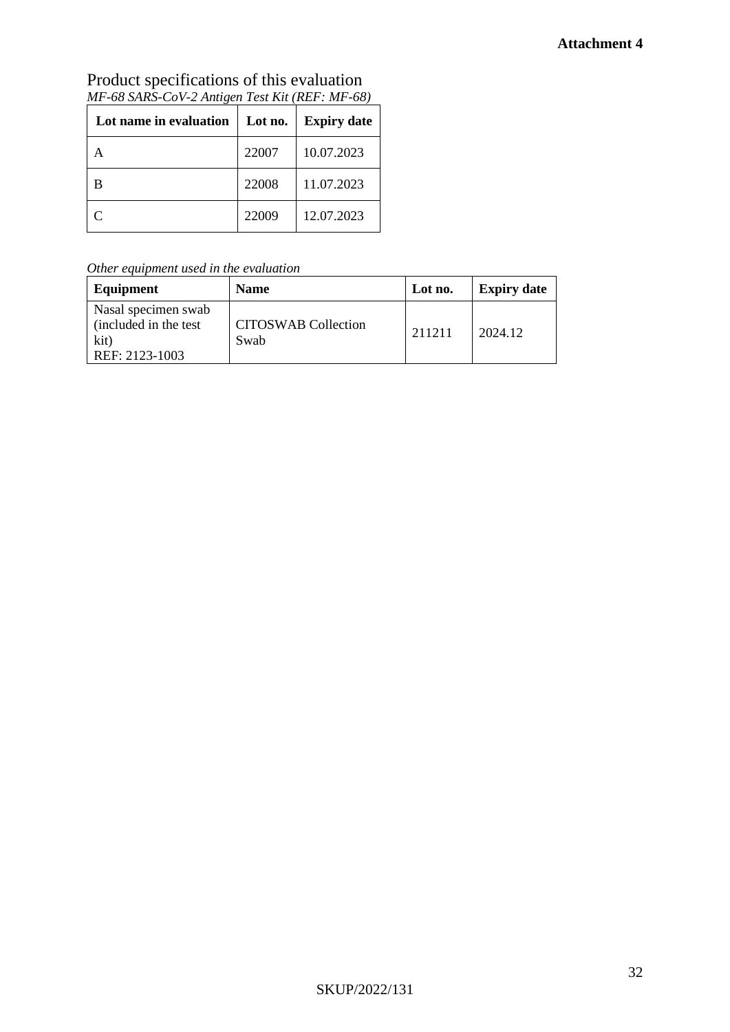**Attachment 4**

# Product specifications of this evaluation

*MF-68 SARS-CoV-2 Antigen Test Kit (REF: MF-68)*

| Lot name in evaluation | Lot no. | Expiry date |
|---|---|---|
| A | 22007 | 10.07.2023 |
| B | 22008 | 11.07.2023 |
| C | 22009 | 12.07.2023 |

*Other equipment used in the evaluation*

| Equipment | Name | Lot no. | Expiry date |
|---|---|---|---|
| Nasal specimen swab (included in the test kit) REF: 2123-1003 | CITOSWAB Collection Swab | 211211 | 2024.12 |

SKUP/2022/131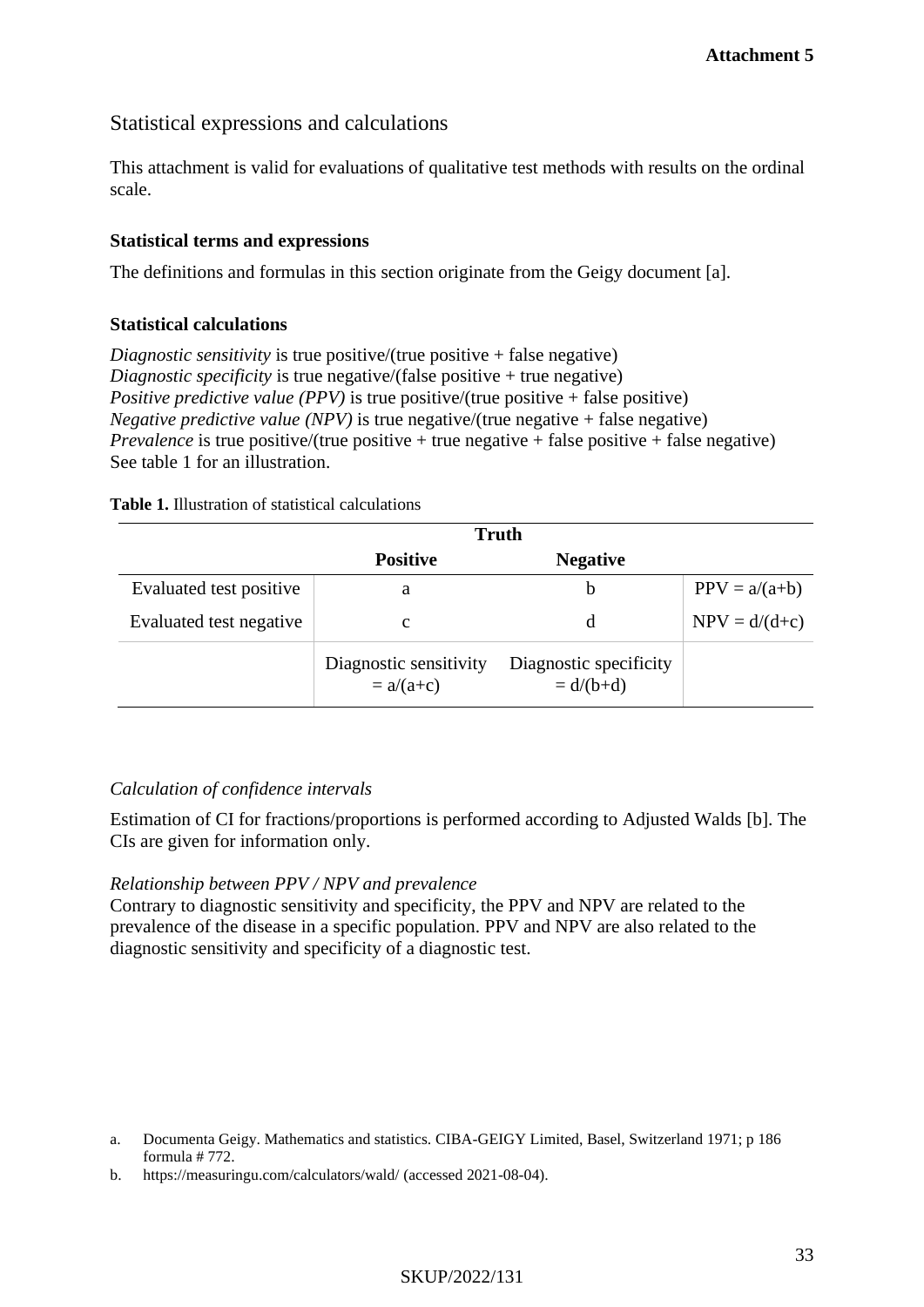**Attachment 5**

## Statistical expressions and calculations

This attachment is valid for evaluations of qualitative test methods with results on the ordinal scale.

### Statistical terms and expressions

The definitions and formulas in this section originate from the Geigy document [a].

### Statistical calculations

*Diagnostic sensitivity* is true positive/(true positive + false negative)
*Diagnostic specificity* is true negative/(false positive + true negative)
*Positive predictive value (PPV)* is true positive/(true positive + false positive)
*Negative predictive value (NPV)* is true negative/(true negative + false negative)
*Prevalence* is true positive/(true positive + true negative + false positive + false negative)
See table 1 for an illustration.

**Table 1.** Illustration of statistical calculations

| | **Truth** | | |
|---|---|---|---|
| | **Positive** | **Negative** | |
| Evaluated test positive | a | b | PPV = a/(a+b) |
| Evaluated test negative | c | d | NPV = d/(d+c) |
| | Diagnostic sensitivity = a/(a+c) | Diagnostic specificity = d/(b+d) | |

*Calculation of confidence intervals*

Estimation of CI for fractions/proportions is performed according to Adjusted Walds [b]. The CIs are given for information only.

*Relationship between PPV / NPV and prevalence*
Contrary to diagnostic sensitivity and specificity, the PPV and NPV are related to the prevalence of the disease in a specific population. PPV and NPV are also related to the diagnostic sensitivity and specificity of a diagnostic test.

a. Documenta Geigy. Mathematics and statistics. CIBA-GEIGY Limited, Basel, Switzerland 1971; p 186 formula # 772.
b. https://measuringu.com/calculators/wald/ (accessed 2021-08-04).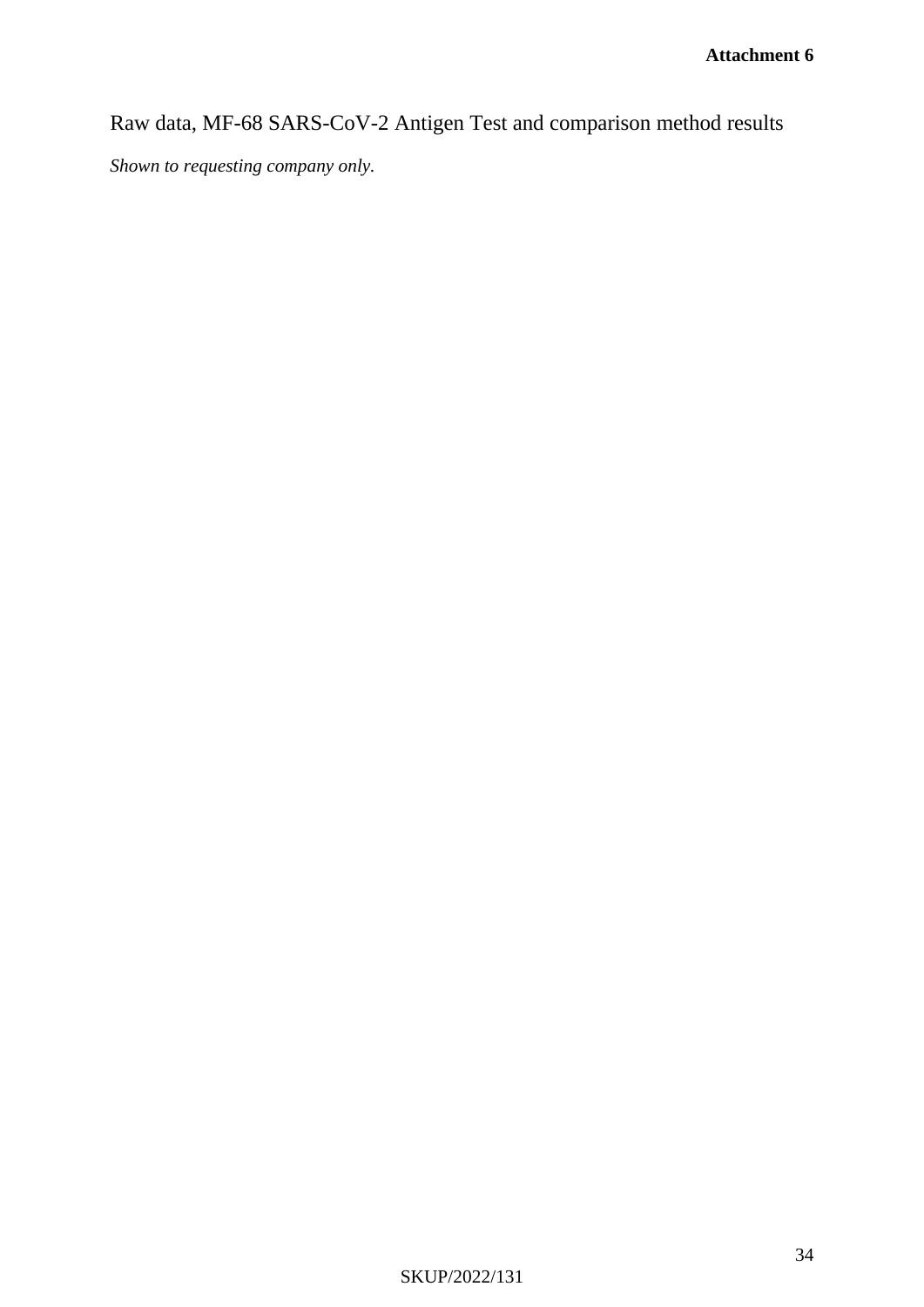**Attachment 6**

Raw data, MF-68 SARS-CoV-2 Antigen Test and comparison method results

*Shown to requesting company only.*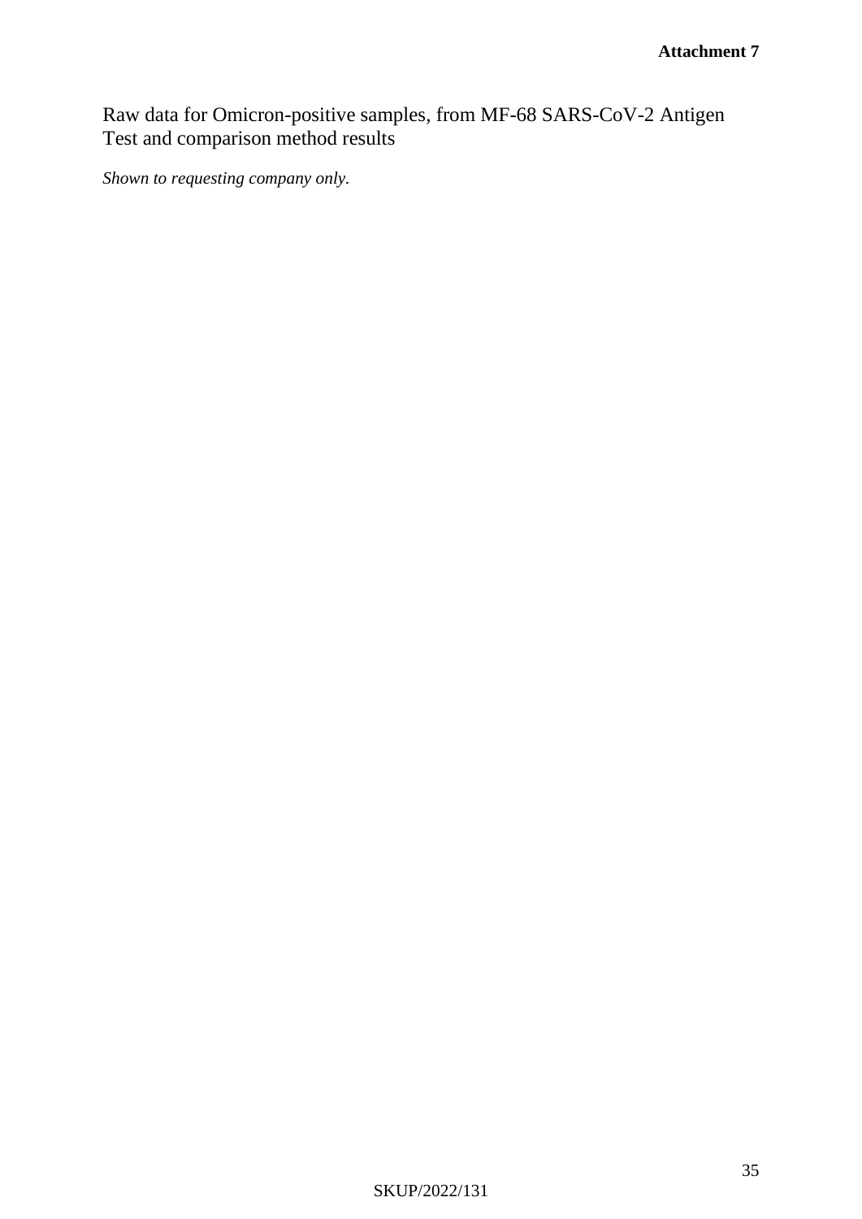**Attachment 7**

# Raw data for Omicron-positive samples, from MF-68 SARS-CoV-2 Antigen Test and comparison method results

*Shown to requesting company only.*